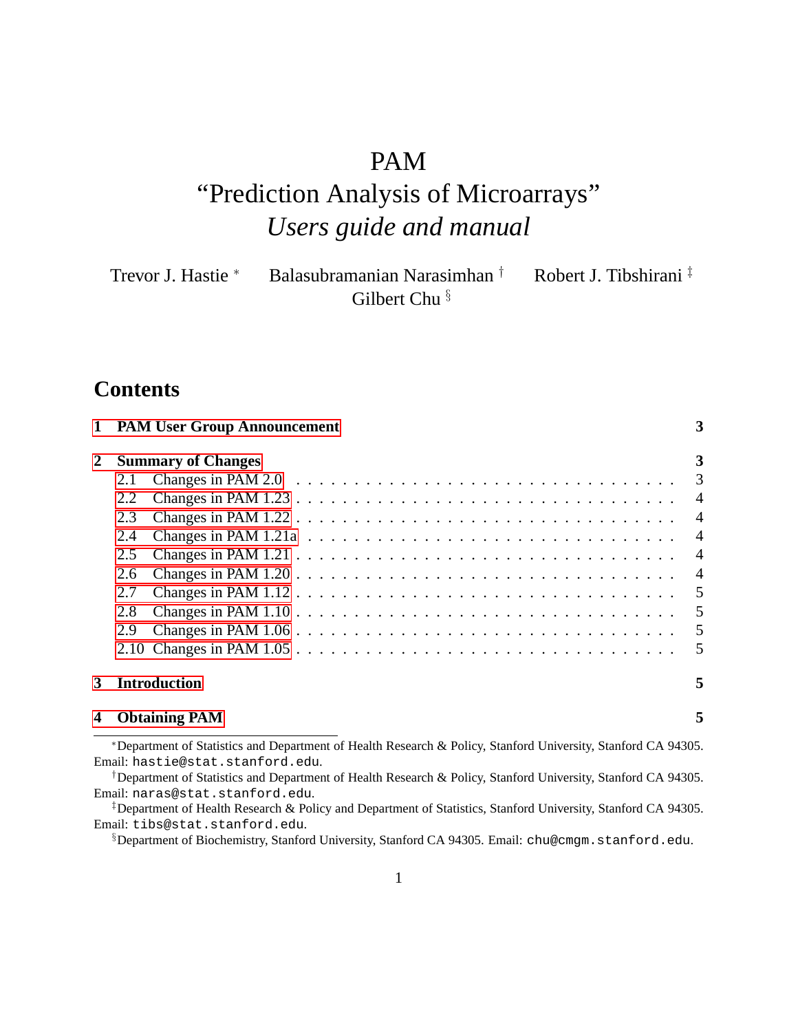# PAM
# "Prediction Analysis of Microarrays"
# *Users guide and manual*

Trevor J. Hastie [*] Balasubramanian Narasimhan [†] Robert J. Tibshirani [‡]
Gilbert Chu [§]

## Contents

| | | |
|---|---|---|
| **1** | **PAM User Group Announcement** | **3** |
| **2** | **Summary of Changes** | **3** |
| 2.1 | Changes in PAM 2.0 | 3 |
| 2.2 | Changes in PAM 1.23 | 4 |
| 2.3 | Changes in PAM 1.22 | 4 |
| 2.4 | Changes in PAM 1.21a | 4 |
| 2.5 | Changes in PAM 1.21 | 4 |
| 2.6 | Changes in PAM 1.20 | 4 |
| 2.7 | Changes in PAM 1.12 | 5 |
| 2.8 | Changes in PAM 1.10 | 5 |
| 2.9 | Changes in PAM 1.06 | 5 |
| 2.10 | Changes in PAM 1.05 | 5 |
| **3** | **Introduction** | **5** |
| **4** | **Obtaining PAM** | **5** |

[*] Department of Statistics and Department of Health Research & Policy, Stanford University, Stanford CA 94305. Email: hastie@stat.stanford.edu.

[†] Department of Statistics and Department of Health Research & Policy, Stanford University, Stanford CA 94305. Email: naras@stat.stanford.edu.

[‡] Department of Health Research & Policy and Department of Statistics, Stanford University, Stanford CA 94305. Email: tibs@stat.stanford.edu.

[§] Department of Biochemistry, Stanford University, Stanford CA 94305. Email: chu@cmgm.stanford.edu.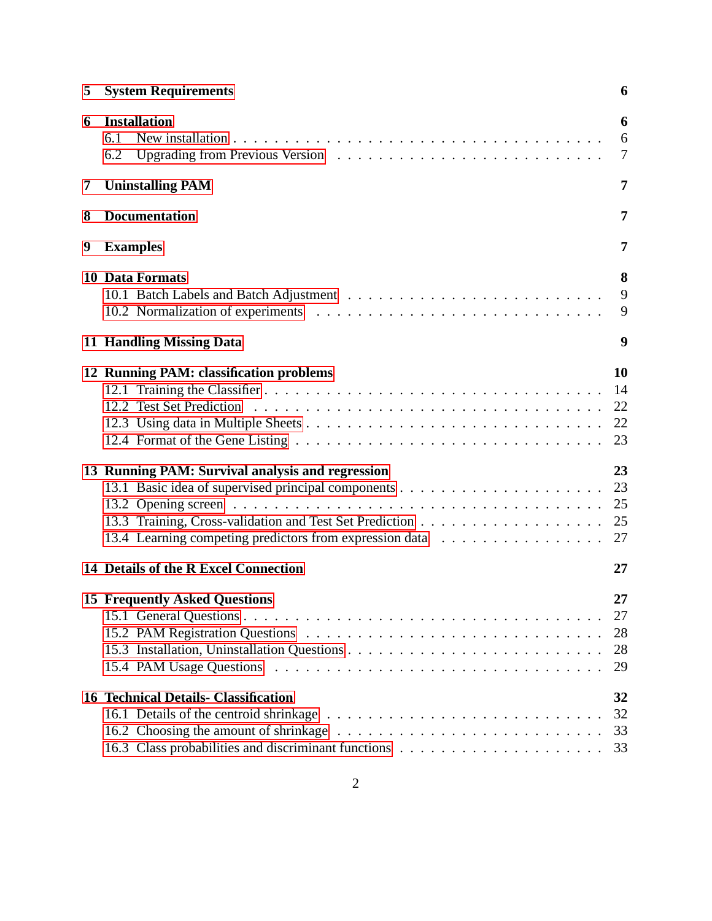| | |
|---|---|
| **5 System Requirements** | **6** |
| **6 Installation** | **6** |
| 6.1 New installation | 6 |
| 6.2 Upgrading from Previous Version | 7 |
| **7 Uninstalling PAM** | **7** |
| **8 Documentation** | **7** |
| **9 Examples** | **7** |
| **10 Data Formats** | **8** |
| 10.1 Batch Labels and Batch Adjustment | 9 |
| 10.2 Normalization of experiments | 9 |
| **11 Handling Missing Data** | **9** |
| **12 Running PAM: classification problems** | **10** |
| 12.1 Training the Classifier | 14 |
| 12.2 Test Set Prediction | 22 |
| 12.3 Using data in Multiple Sheets | 22 |
| 12.4 Format of the Gene Listing | 23 |
| **13 Running PAM: Survival analysis and regression** | **23** |
| 13.1 Basic idea of supervised principal components | 23 |
| 13.2 Opening screen | 25 |
| 13.3 Training, Cross-validation and Test Set Prediction | 25 |
| 13.4 Learning competing predictors from expression data | 27 |
| **14 Details of the R Excel Connection** | **27** |
| **15 Frequently Asked Questions** | **27** |
| 15.1 General Questions | 27 |
| 15.2 PAM Registration Questions | 28 |
| 15.3 Installation, Uninstallation Questions | 28 |
| 15.4 PAM Usage Questions | 29 |
| **16 Technical Details- Classification** | **32** |
| 16.1 Details of the centroid shrinkage | 32 |
| 16.2 Choosing the amount of shrinkage | 33 |
| 16.3 Class probabilities and discriminant functions | 33 |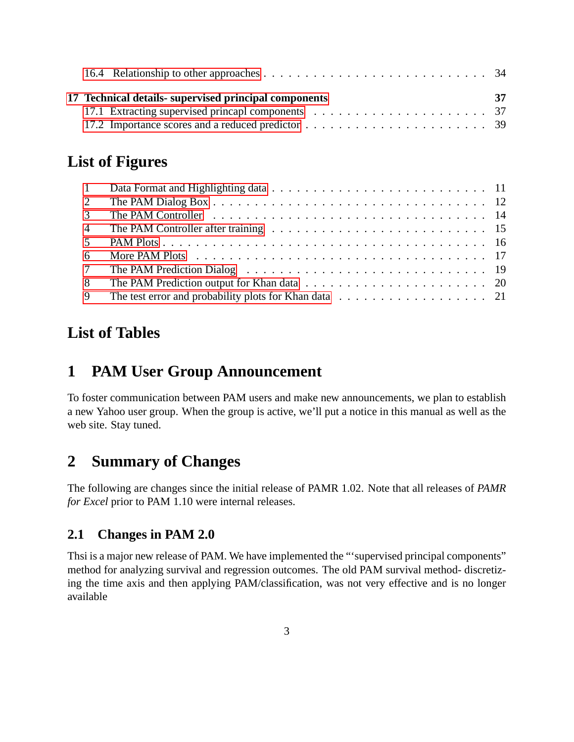16.4 Relationship to other approaches . . . . . . . . . . . . . . . . . . . . . . . . . 34

**17 Technical details- supervised principal components** **37**

17.1 Extracting supervised princapl components . . . . . . . . . . . . . . . . . . . . 37

17.2 Importance scores and a reduced predictor . . . . . . . . . . . . . . . . . . . . . 39

# List of Figures

1 Data Format and Highlighting data . . . . . . . . . . . . . . . . . . . . . . . . . 11

2 The PAM Dialog Box . . . . . . . . . . . . . . . . . . . . . . . . . . . . . . . . 12

3 The PAM Controller . . . . . . . . . . . . . . . . . . . . . . . . . . . . . . . . 14

4 The PAM Controller after training . . . . . . . . . . . . . . . . . . . . . . . . . 15

5 PAM Plots . . . . . . . . . . . . . . . . . . . . . . . . . . . . . . . . . . . . . 16

6 More PAM Plots . . . . . . . . . . . . . . . . . . . . . . . . . . . . . . . . . . 17

7 The PAM Prediction Dialog . . . . . . . . . . . . . . . . . . . . . . . . . . . . 19

8 The PAM Prediction output for Khan data . . . . . . . . . . . . . . . . . . . . . 20

9 The test error and probability plots for Khan data . . . . . . . . . . . . . . . . . 21

# List of Tables

# 1 PAM User Group Announcement

To foster communication between PAM users and make new announcements, we plan to establish a new Yahoo user group. When the group is active, we'll put a notice in this manual as well as the web site. Stay tuned.

# 2 Summary of Changes

The following are changes since the initial release of PAMR 1.02. Note that all releases of *PAMR for Excel* prior to PAM 1.10 were internal releases.

## 2.1 Changes in PAM 2.0

Thsi is a major new release of PAM. We have implemented the "'supervised principal components" method for analyzing survival and regression outcomes. The old PAM survival method- discretizing the time axis and then applying PAM/classification, was not very effective and is no longer available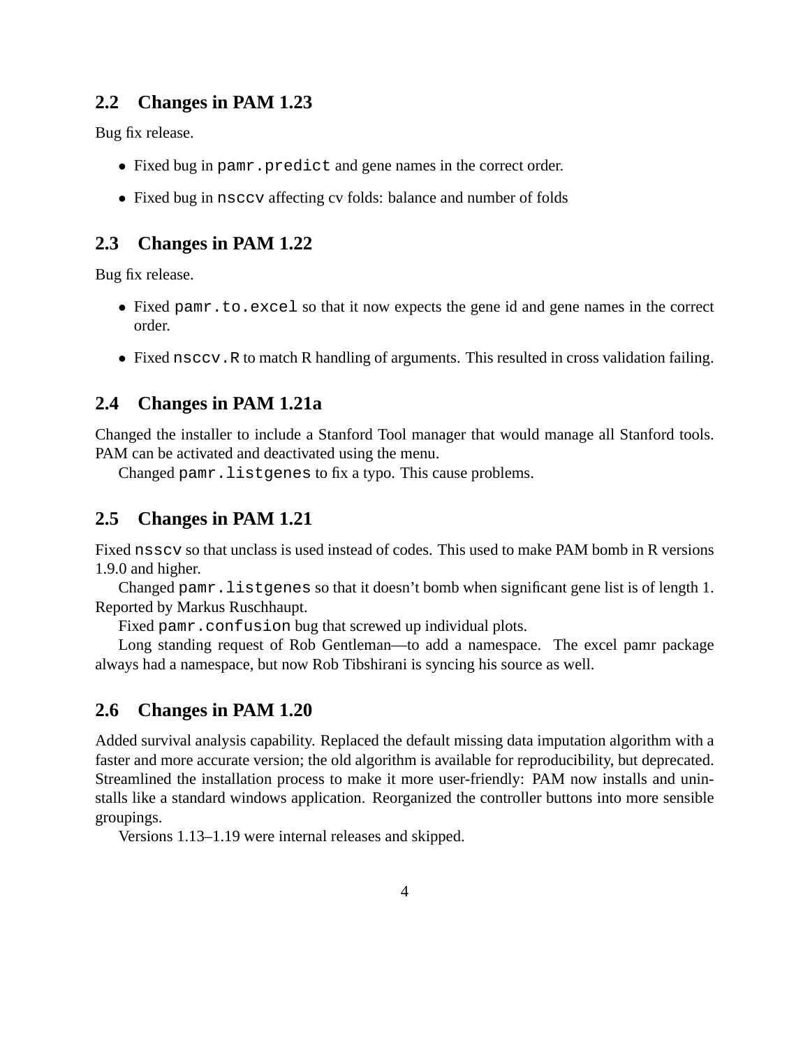## 2.2 Changes in PAM 1.23

Bug fix release.

- Fixed bug in `pamr.predict` and gene names in the correct order.
- Fixed bug in `nsccv` affecting cv folds: balance and number of folds

## 2.3 Changes in PAM 1.22

Bug fix release.

- Fixed `pamr.to.excel` so that it now expects the gene id and gene names in the correct order.
- Fixed `nsccv.R` to match R handling of arguments. This resulted in cross validation failing.

## 2.4 Changes in PAM 1.21a

Changed the installer to include a Stanford Tool manager that would manage all Stanford tools. PAM can be activated and deactivated using the menu.

Changed `pamr.listgenes` to fix a typo. This cause problems.

## 2.5 Changes in PAM 1.21

Fixed `nsscv` so that unclass is used instead of codes. This used to make PAM bomb in R versions 1.9.0 and higher.

Changed `pamr.listgenes` so that it doesn't bomb when significant gene list is of length 1. Reported by Markus Ruschhaupt.

Fixed `pamr.confusion` bug that screwed up individual plots.

Long standing request of Rob Gentleman—to add a namespace. The excel pamr package always had a namespace, but now Rob Tibshirani is syncing his source as well.

## 2.6 Changes in PAM 1.20

Added survival analysis capability. Replaced the default missing data imputation algorithm with a faster and more accurate version; the old algorithm is available for reproducibility, but deprecated. Streamlined the installation process to make it more user-friendly: PAM now installs and uninstalls like a standard windows application. Reorganized the controller buttons into more sensible groupings.

Versions 1.13–1.19 were internal releases and skipped.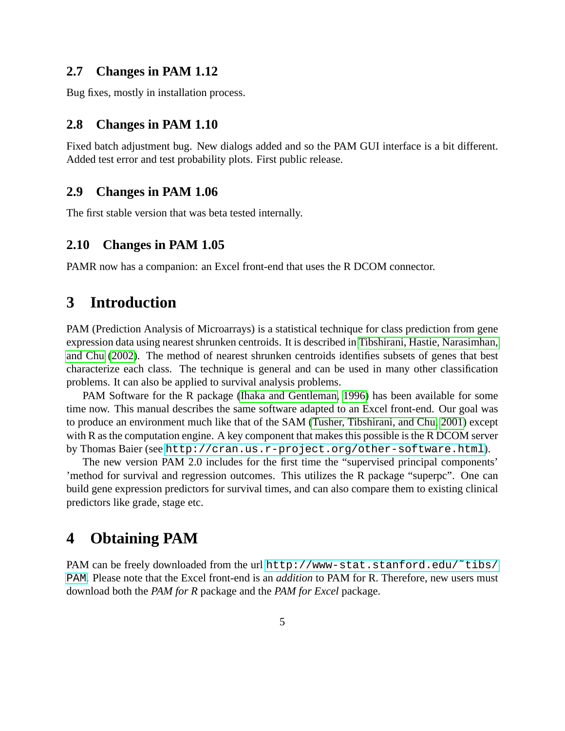### 2.7 Changes in PAM 1.12

Bug fixes, mostly in installation process.

### 2.8 Changes in PAM 1.10

Fixed batch adjustment bug. New dialogs added and so the PAM GUI interface is a bit different. Added test error and test probability plots. First public release.

### 2.9 Changes in PAM 1.06

The first stable version that was beta tested internally.

### 2.10 Changes in PAM 1.05

PAMR now has a companion: an Excel front-end that uses the R DCOM connector.

## 3 Introduction

PAM (Prediction Analysis of Microarrays) is a statistical technique for class prediction from gene expression data using nearest shrunken centroids. It is described in Tibshirani, Hastie, Narasimhan, and Chu (2002). The method of nearest shrunken centroids identifies subsets of genes that best characterize each class. The technique is general and can be used in many other classification problems. It can also be applied to survival analysis problems.

PAM Software for the R package (Ihaka and Gentleman, 1996) has been available for some time now. This manual describes the same software adapted to an Excel front-end. Our goal was to produce an environment much like that of the SAM (Tusher, Tibshirani, and Chu, 2001) except with R as the computation engine. A key component that makes this possible is the R DCOM server by Thomas Baier (see `http://cran.us.r-project.org/other-software.html`).

The new version PAM 2.0 includes for the first time the "supervised principal components' 'method for survival and regression outcomes. This utilizes the R package "superpc". One can build gene expression predictors for survival times, and can also compare them to existing clinical predictors like grade, stage etc.

## 4 Obtaining PAM

PAM can be freely downloaded from the url `http://www-stat.stanford.edu/~tibs/PAM`. Please note that the Excel front-end is an *addition* to PAM for R. Therefore, new users must download both the *PAM for R* package and the *PAM for Excel* package.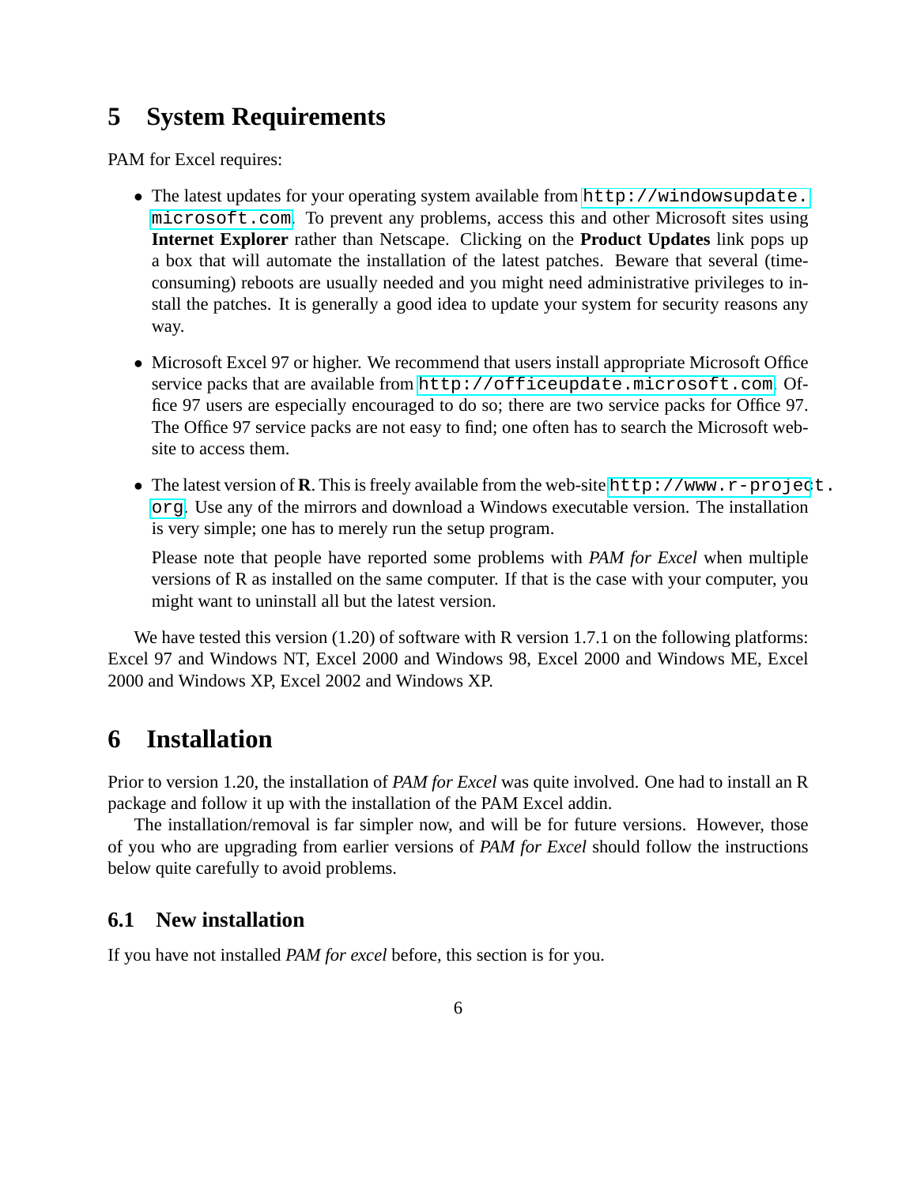## 5 System Requirements

PAM for Excel requires:

- The latest updates for your operating system available from `http://windowsupdate.microsoft.com`. To prevent any problems, access this and other Microsoft sites using **Internet Explorer** rather than Netscape. Clicking on the **Product Updates** link pops up a box that will automate the installation of the latest patches. Beware that several (time-consuming) reboots are usually needed and you might need administrative privileges to install the patches. It is generally a good idea to update your system for security reasons any way.

- Microsoft Excel 97 or higher. We recommend that users install appropriate Microsoft Office service packs that are available from `http://officeupdate.microsoft.com`. Office 97 users are especially encouraged to do so; there are two service packs for Office 97. The Office 97 service packs are not easy to find; one often has to search the Microsoft website to access them.

- The latest version of **R**. This is freely available from the web-site `http://www.r-project.org`. Use any of the mirrors and download a Windows executable version. The installation is very simple; one has to merely run the setup program.

  Please note that people have reported some problems with *PAM for Excel* when multiple versions of R as installed on the same computer. If that is the case with your computer, you might want to uninstall all but the latest version.

We have tested this version (1.20) of software with R version 1.7.1 on the following platforms: Excel 97 and Windows NT, Excel 2000 and Windows 98, Excel 2000 and Windows ME, Excel 2000 and Windows XP, Excel 2002 and Windows XP.

## 6 Installation

Prior to version 1.20, the installation of *PAM for Excel* was quite involved. One had to install an R package and follow it up with the installation of the PAM Excel addin.

The installation/removal is far simpler now, and will be for future versions. However, those of you who are upgrading from earlier versions of *PAM for Excel* should follow the instructions below quite carefully to avoid problems.

### 6.1 New installation

If you have not installed *PAM for excel* before, this section is for you.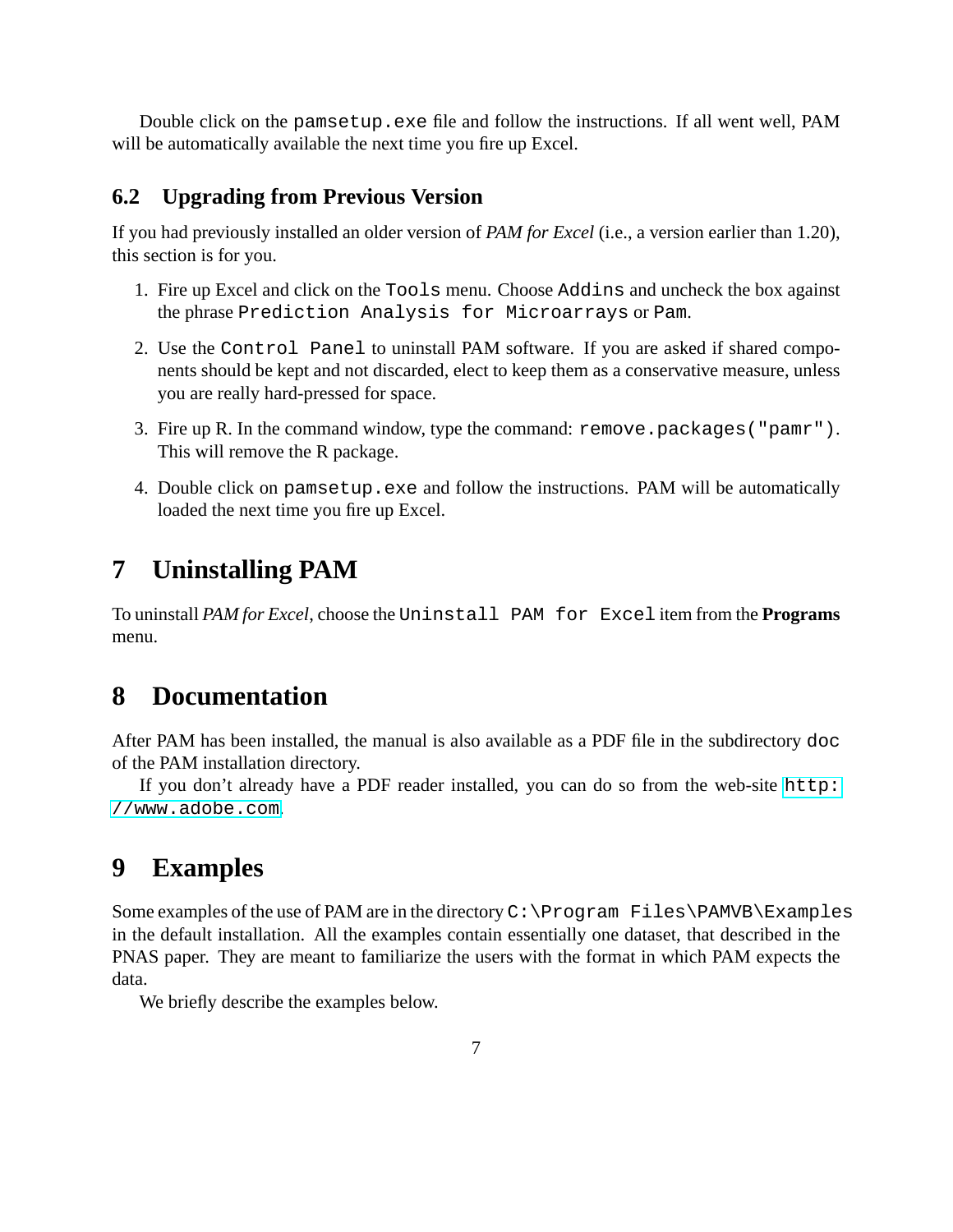Double click on the `pamsetup.exe` file and follow the instructions. If all went well, PAM will be automatically available the next time you fire up Excel.

### 6.2 Upgrading from Previous Version

If you had previously installed an older version of *PAM for Excel* (i.e., a version earlier than 1.20), this section is for you.

1. Fire up Excel and click on the `Tools` menu. Choose `Addins` and uncheck the box against the phrase `Prediction Analysis for Microarrays` or `Pam`.
2. Use the `Control Panel` to uninstall PAM software. If you are asked if shared components should be kept and not discarded, elect to keep them as a conservative measure, unless you are really hard-pressed for space.
3. Fire up R. In the command window, type the command: `remove.packages("pamr")`. This will remove the R package.
4. Double click on `pamsetup.exe` and follow the instructions. PAM will be automatically loaded the next time you fire up Excel.

## 7 Uninstalling PAM

To uninstall *PAM for Excel*, choose the `Uninstall PAM for Excel` item from the **Programs** menu.

## 8 Documentation

After PAM has been installed, the manual is also available as a PDF file in the subdirectory `doc` of the PAM installation directory.

If you don't already have a PDF reader installed, you can do so from the web-site `http://www.adobe.com`.

## 9 Examples

Some examples of the use of PAM are in the directory `C:\Program Files\PAMVB\Examples` in the default installation. All the examples contain essentially one dataset, that described in the PNAS paper. They are meant to familiarize the users with the format in which PAM expects the data.

We briefly describe the examples below.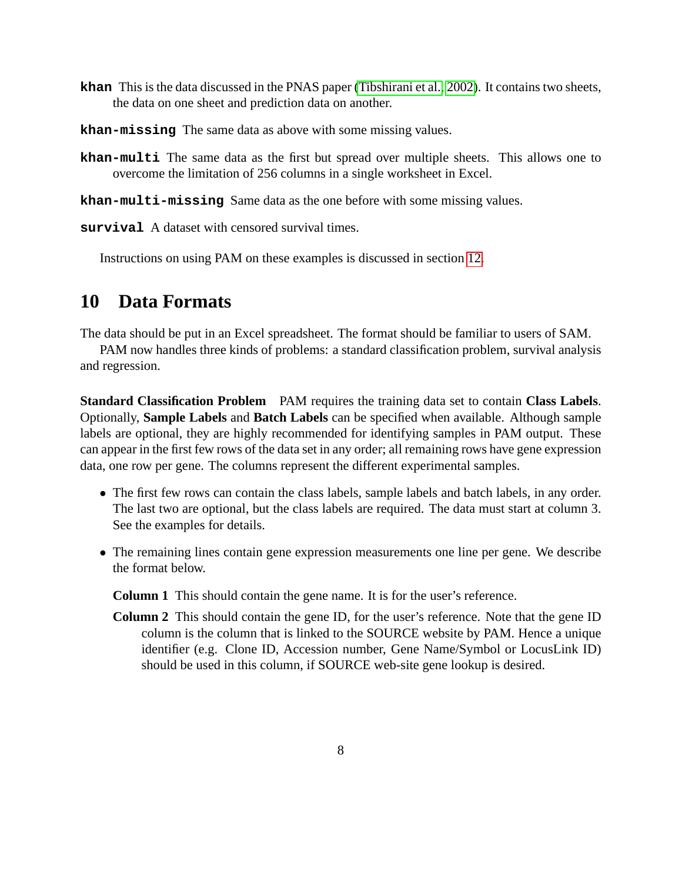**`khan`** This is the data discussed in the PNAS paper (Tibshirani et al., 2002). It contains two sheets, the data on one sheet and prediction data on another.

**`khan-missing`** The same data as above with some missing values.

**`khan-multi`** The same data as the first but spread over multiple sheets. This allows one to overcome the limitation of 256 columns in a single worksheet in Excel.

**`khan-multi-missing`** Same data as the one before with some missing values.

**`survival`** A dataset with censored survival times.

Instructions on using PAM on these examples is discussed in section 12.

# 10 Data Formats

The data should be put in an Excel spreadsheet. The format should be familiar to users of SAM.

PAM now handles three kinds of problems: a standard classification problem, survival analysis and regression.

**Standard Classification Problem** PAM requires the training data set to contain **Class Labels**. Optionally, **Sample Labels** and **Batch Labels** can be specified when available. Although sample labels are optional, they are highly recommended for identifying samples in PAM output. These can appear in the first few rows of the data set in any order; all remaining rows have gene expression data, one row per gene. The columns represent the different experimental samples.

- The first few rows can contain the class labels, sample labels and batch labels, in any order. The last two are optional, but the class labels are required. The data must start at column 3. See the examples for details.

- The remaining lines contain gene expression measurements one line per gene. We describe the format below.

  **Column 1** This should contain the gene name. It is for the user's reference.

  **Column 2** This should contain the gene ID, for the user's reference. Note that the gene ID column is the column that is linked to the SOURCE website by PAM. Hence a unique identifier (e.g. Clone ID, Accession number, Gene Name/Symbol or LocusLink ID) should be used in this column, if SOURCE web-site gene lookup is desired.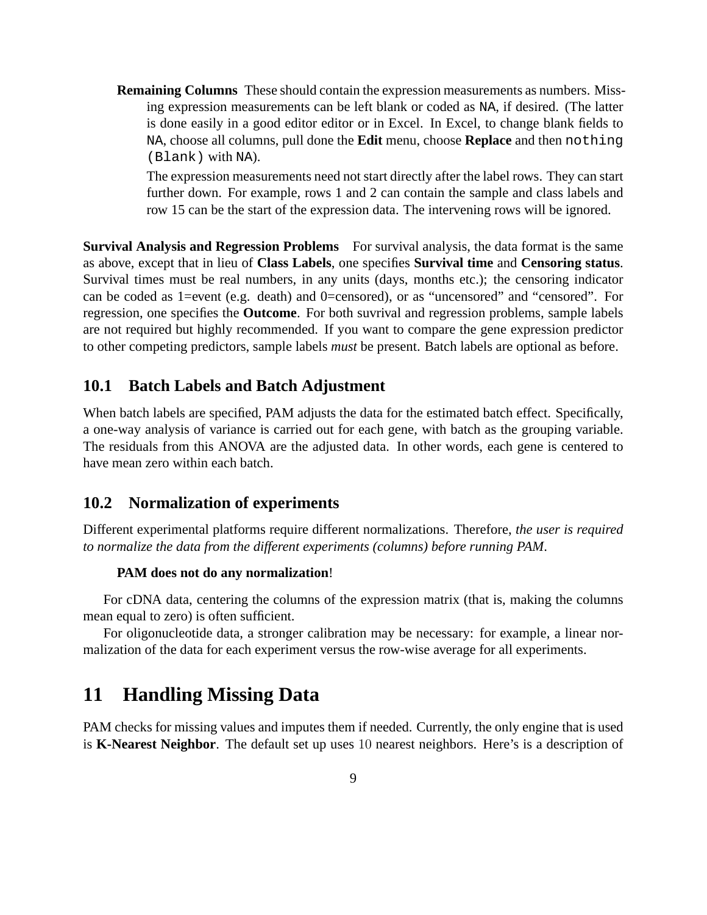**Remaining Columns** These should contain the expression measurements as numbers. Missing expression measurements can be left blank or coded as `NA`, if desired. (The latter is done easily in a good editor editor or in Excel. In Excel, to change blank fields to `NA`, choose all columns, pull done the **Edit** menu, choose **Replace** and then `nothing (Blank)` with `NA`).

The expression measurements need not start directly after the label rows. They can start further down. For example, rows 1 and 2 can contain the sample and class labels and row 15 can be the start of the expression data. The intervening rows will be ignored.

**Survival Analysis and Regression Problems** For survival analysis, the data format is the same as above, except that in lieu of **Class Labels**, one specifies **Survival time** and **Censoring status**. Survival times must be real numbers, in any units (days, months etc.); the censoring indicator can be coded as 1=event (e.g. death) and 0=censored), or as "uncensored" and "censored". For regression, one specifies the **Outcome**. For both suvrival and regression problems, sample labels are not required but highly recommended. If you want to compare the gene expression predictor to other competing predictors, sample labels *must* be present. Batch labels are optional as before.

## 10.1 Batch Labels and Batch Adjustment

When batch labels are specified, PAM adjusts the data for the estimated batch effect. Specifically, a one-way analysis of variance is carried out for each gene, with batch as the grouping variable. The residuals from this ANOVA are the adjusted data. In other words, each gene is centered to have mean zero within each batch.

## 10.2 Normalization of experiments

Different experimental platforms require different normalizations. Therefore, *the user is required to normalize the data from the different experiments (columns) before running PAM*.

**PAM does not do any normalization**!

For cDNA data, centering the columns of the expression matrix (that is, making the columns mean equal to zero) is often sufficient.

For oligonucleotide data, a stronger calibration may be necessary: for example, a linear normalization of the data for each experiment versus the row-wise average for all experiments.

# 11 Handling Missing Data

PAM checks for missing values and imputes them if needed. Currently, the only engine that is used is **K-Nearest Neighbor**. The default set up uses $10$ nearest neighbors. Here's is a description of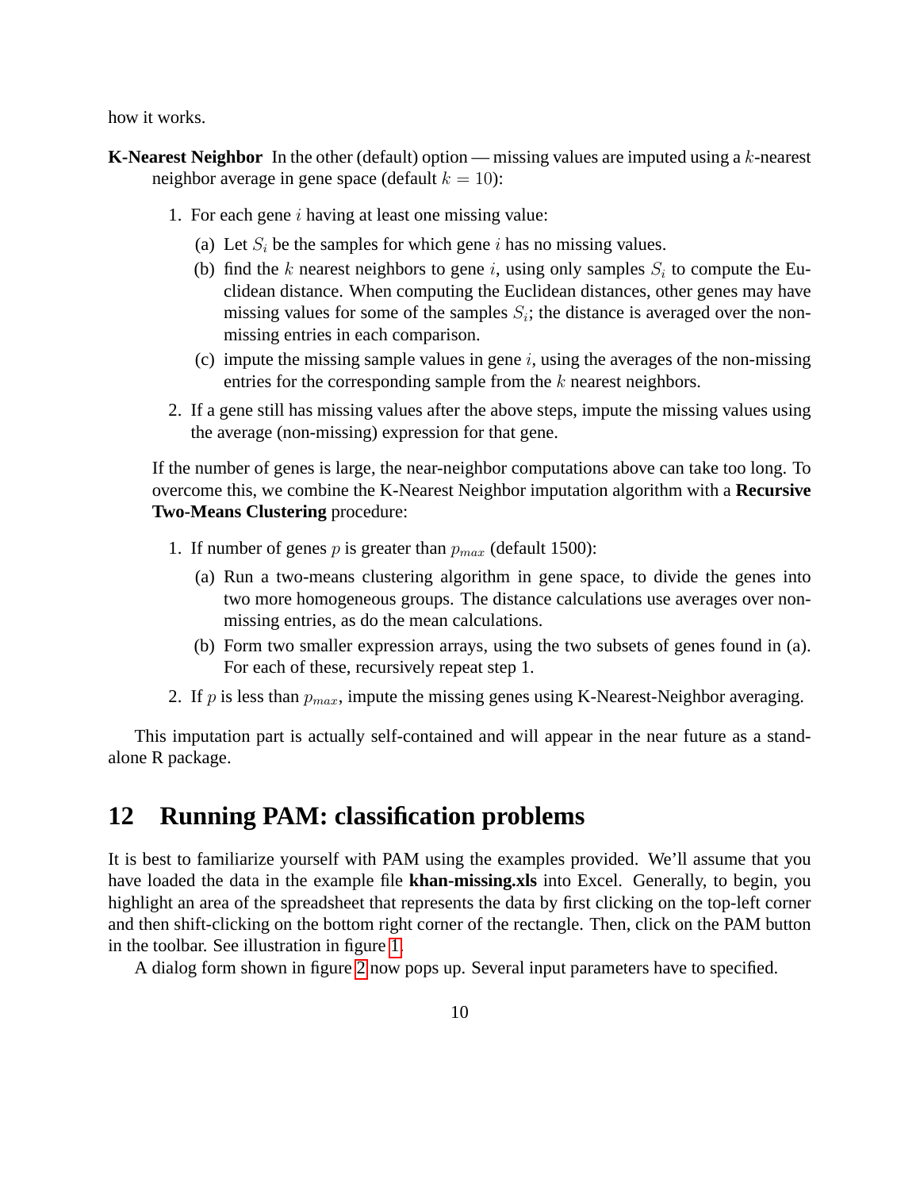how it works.

**K-Nearest Neighbor** In the other (default) option — missing values are imputed using a $k$-nearest neighbor average in gene space (default $k = 10$):

1. For each gene $i$ having at least one missing value:
   (a) Let $S_i$ be the samples for which gene $i$ has no missing values.
   (b) find the $k$ nearest neighbors to gene $i$, using only samples $S_i$ to compute the Euclidean distance. When computing the Euclidean distances, other genes may have missing values for some of the samples $S_i$; the distance is averaged over the non-missing entries in each comparison.
   (c) impute the missing sample values in gene $i$, using the averages of the non-missing entries for the corresponding sample from the $k$ nearest neighbors.
2. If a gene still has missing values after the above steps, impute the missing values using the average (non-missing) expression for that gene.

If the number of genes is large, the near-neighbor computations above can take too long. To overcome this, we combine the K-Nearest Neighbor imputation algorithm with a **Recursive Two-Means Clustering** procedure:

1. If number of genes $p$ is greater than $p_{max}$ (default 1500):
   (a) Run a two-means clustering algorithm in gene space, to divide the genes into two more homogeneous groups. The distance calculations use averages over non-missing entries, as do the mean calculations.
   (b) Form two smaller expression arrays, using the two subsets of genes found in (a). For each of these, recursively repeat step 1.
2. If $p$ is less than $p_{max}$, impute the missing genes using K-Nearest-Neighbor averaging.

This imputation part is actually self-contained and will appear in the near future as a stand-alone R package.

## 12 Running PAM: classification problems

It is best to familiarize yourself with PAM using the examples provided. We'll assume that you have loaded the data in the example file **khan-missing.xls** into Excel. Generally, to begin, you highlight an area of the spreadsheet that represents the data by first clicking on the top-left corner and then shift-clicking on the bottom right corner of the rectangle. Then, click on the PAM button in the toolbar. See illustration in figure 1.

A dialog form shown in figure 2 now pops up. Several input parameters have to specified.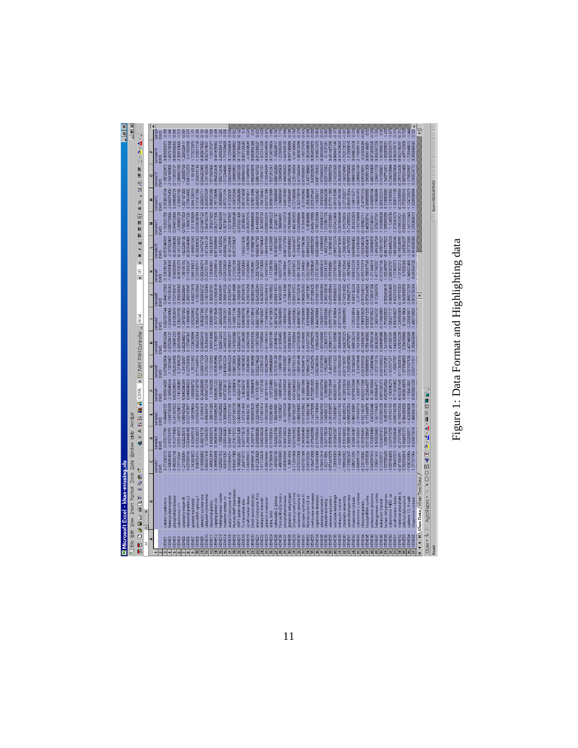Figure 1: Data Format and Highlighting data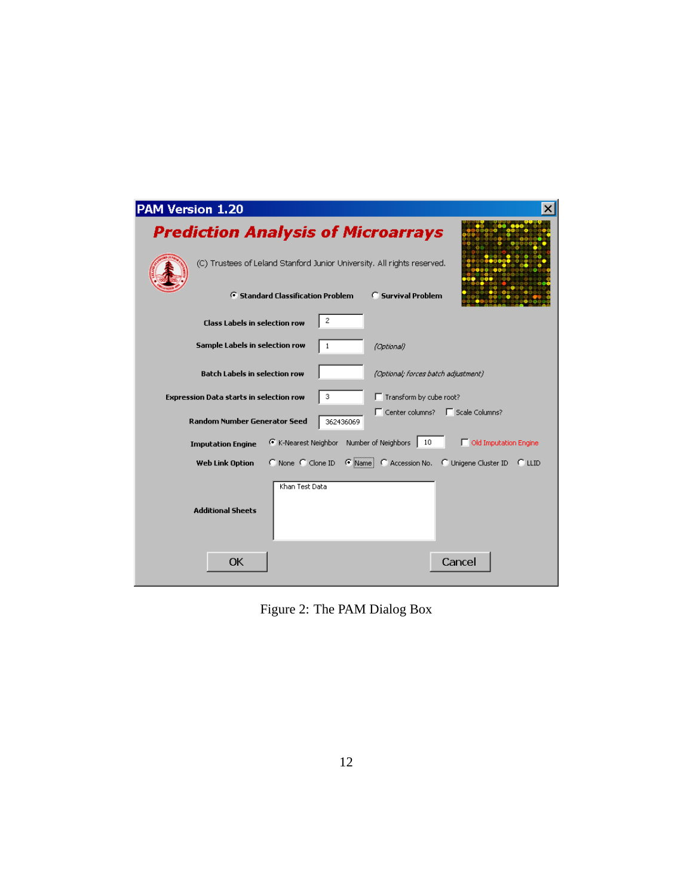Figure 2: The PAM Dialog Box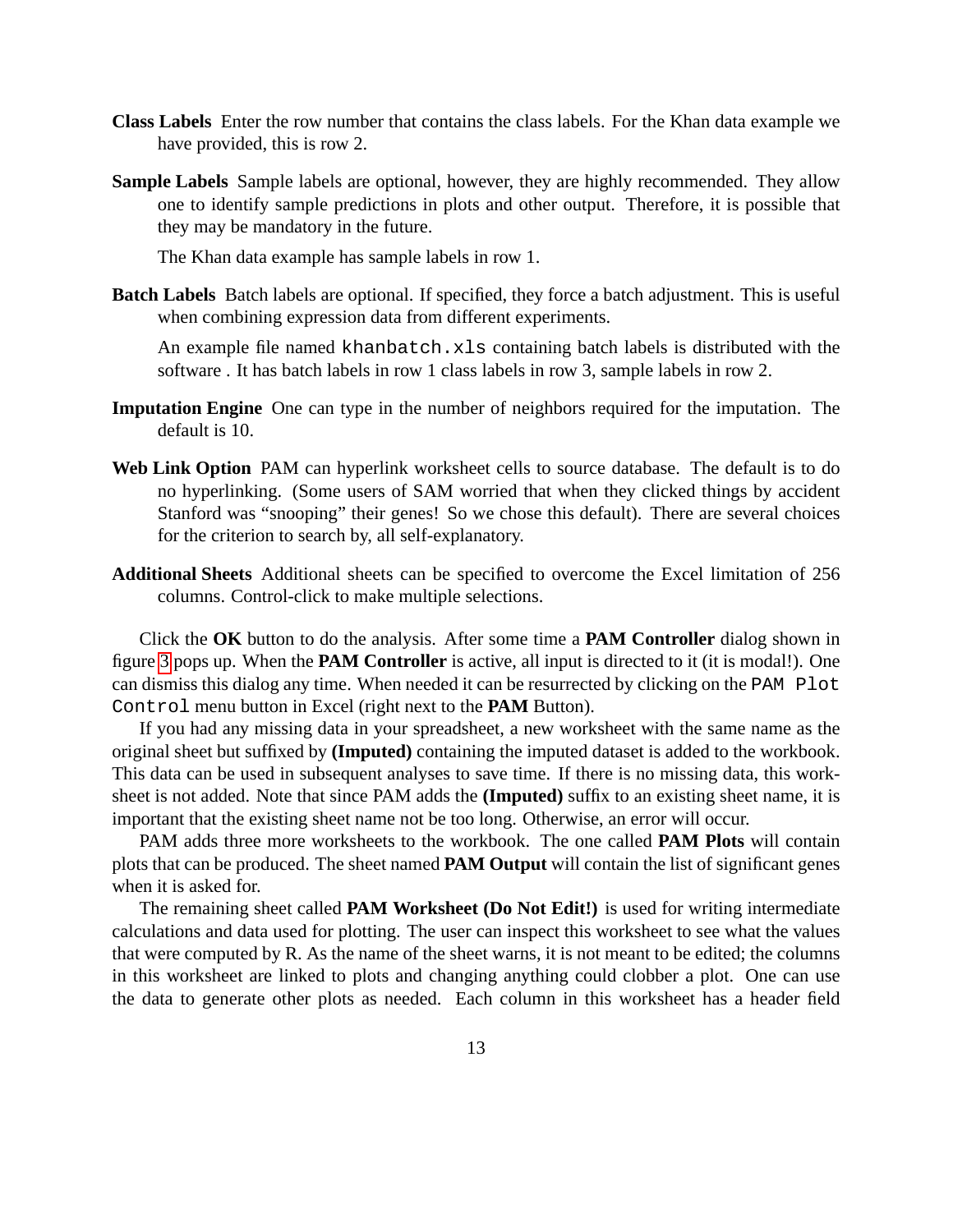**Class Labels** Enter the row number that contains the class labels. For the Khan data example we have provided, this is row 2.

**Sample Labels** Sample labels are optional, however, they are highly recommended. They allow one to identify sample predictions in plots and other output. Therefore, it is possible that they may be mandatory in the future.

The Khan data example has sample labels in row 1.

**Batch Labels** Batch labels are optional. If specified, they force a batch adjustment. This is useful when combining expression data from different experiments.

An example file named `khanbatch.xls` containing batch labels is distributed with the software . It has batch labels in row 1 class labels in row 3, sample labels in row 2.

**Imputation Engine** One can type in the number of neighbors required for the imputation. The default is 10.

**Web Link Option** PAM can hyperlink worksheet cells to source database. The default is to do no hyperlinking. (Some users of SAM worried that when they clicked things by accident Stanford was "snooping" their genes! So we chose this default). There are several choices for the criterion to search by, all self-explanatory.

**Additional Sheets** Additional sheets can be specified to overcome the Excel limitation of 256 columns. Control-click to make multiple selections.

Click the **OK** button to do the analysis. After some time a **PAM Controller** dialog shown in figure 3 pops up. When the **PAM Controller** is active, all input is directed to it (it is modal!). One can dismiss this dialog any time. When needed it can be resurrected by clicking on the `PAM Plot Control` menu button in Excel (right next to the **PAM** Button).

If you had any missing data in your spreadsheet, a new worksheet with the same name as the original sheet but suffixed by **(Imputed)** containing the imputed dataset is added to the workbook. This data can be used in subsequent analyses to save time. If there is no missing data, this worksheet is not added. Note that since PAM adds the **(Imputed)** suffix to an existing sheet name, it is important that the existing sheet name not be too long. Otherwise, an error will occur.

PAM adds three more worksheets to the workbook. The one called **PAM Plots** will contain plots that can be produced. The sheet named **PAM Output** will contain the list of significant genes when it is asked for.

The remaining sheet called **PAM Worksheet (Do Not Edit!)** is used for writing intermediate calculations and data used for plotting. The user can inspect this worksheet to see what the values that were computed by R. As the name of the sheet warns, it is not meant to be edited; the columns in this worksheet are linked to plots and changing anything could clobber a plot. One can use the data to generate other plots as needed. Each column in this worksheet has a header field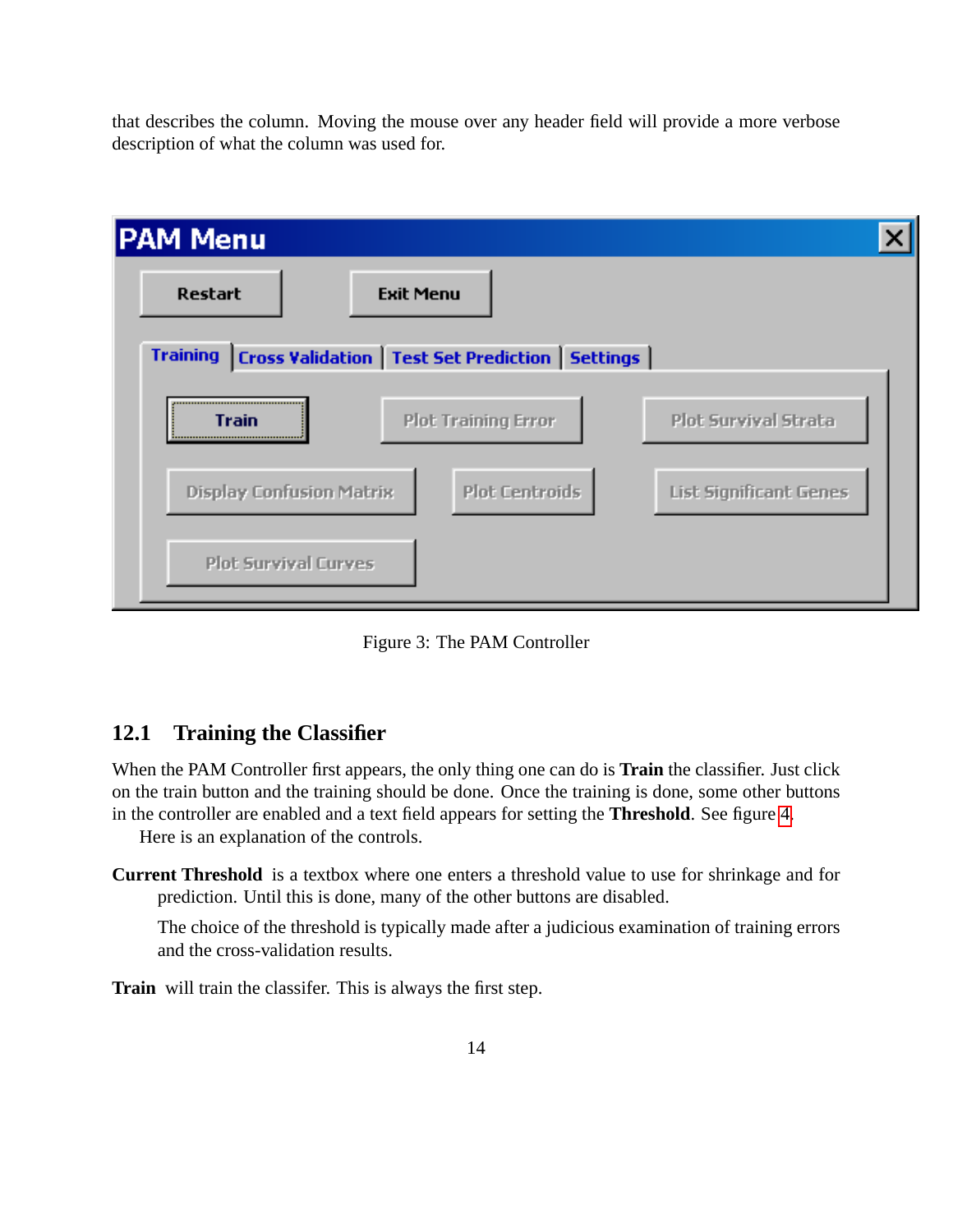that describes the column. Moving the mouse over any header field will provide a more verbose description of what the column was used for.

Figure 3: The PAM Controller

## 12.1 Training the Classifier

When the PAM Controller first appears, the only thing one can do is **Train** the classifier. Just click on the train button and the training should be done. Once the training is done, some other buttons in the controller are enabled and a text field appears for setting the **Threshold**. See figure 4.

Here is an explanation of the controls.

**Current Threshold** is a textbox where one enters a threshold value to use for shrinkage and for prediction. Until this is done, many of the other buttons are disabled.

The choice of the threshold is typically made after a judicious examination of training errors and the cross-validation results.

**Train** will train the classifer. This is always the first step.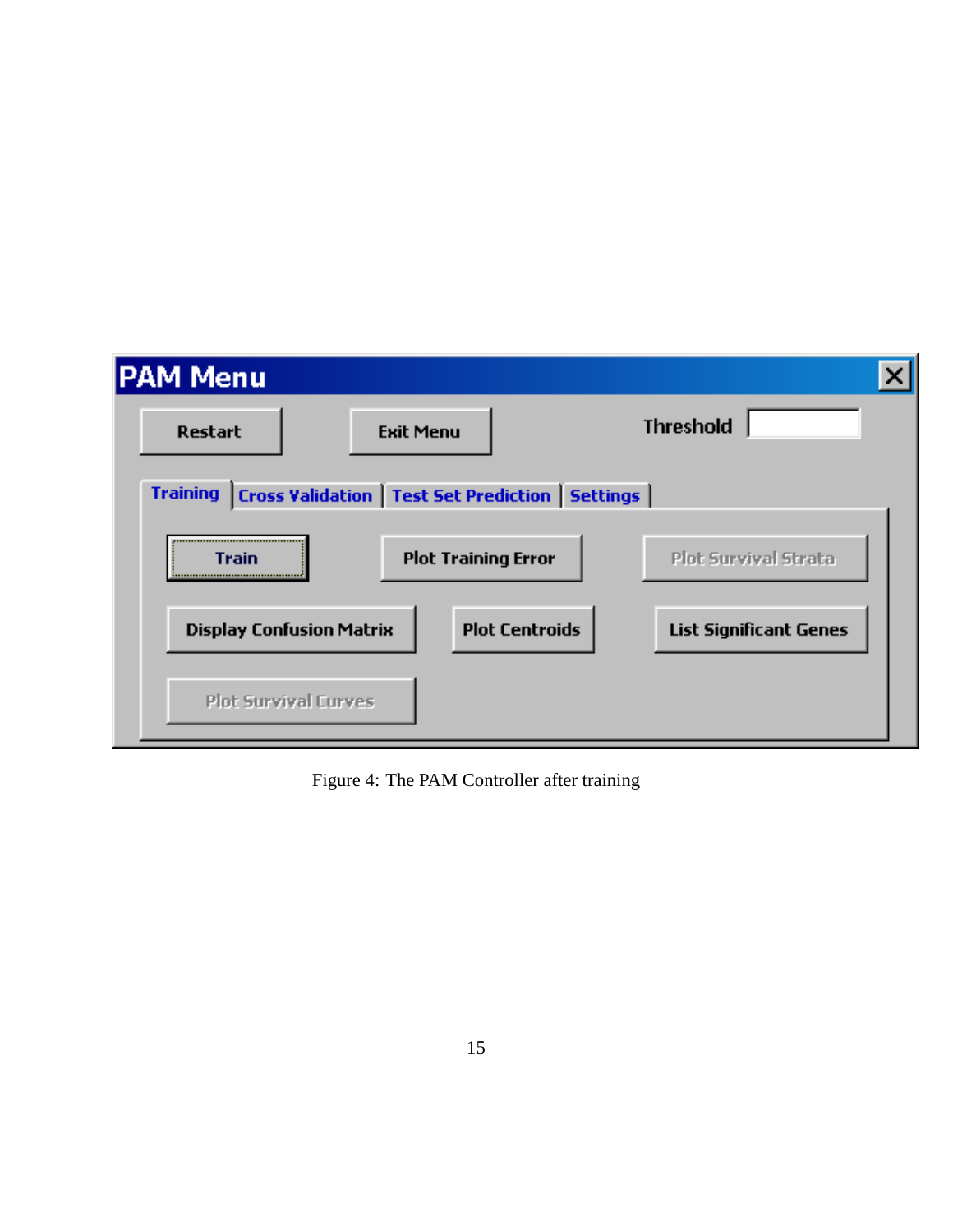Figure 4: The PAM Controller after training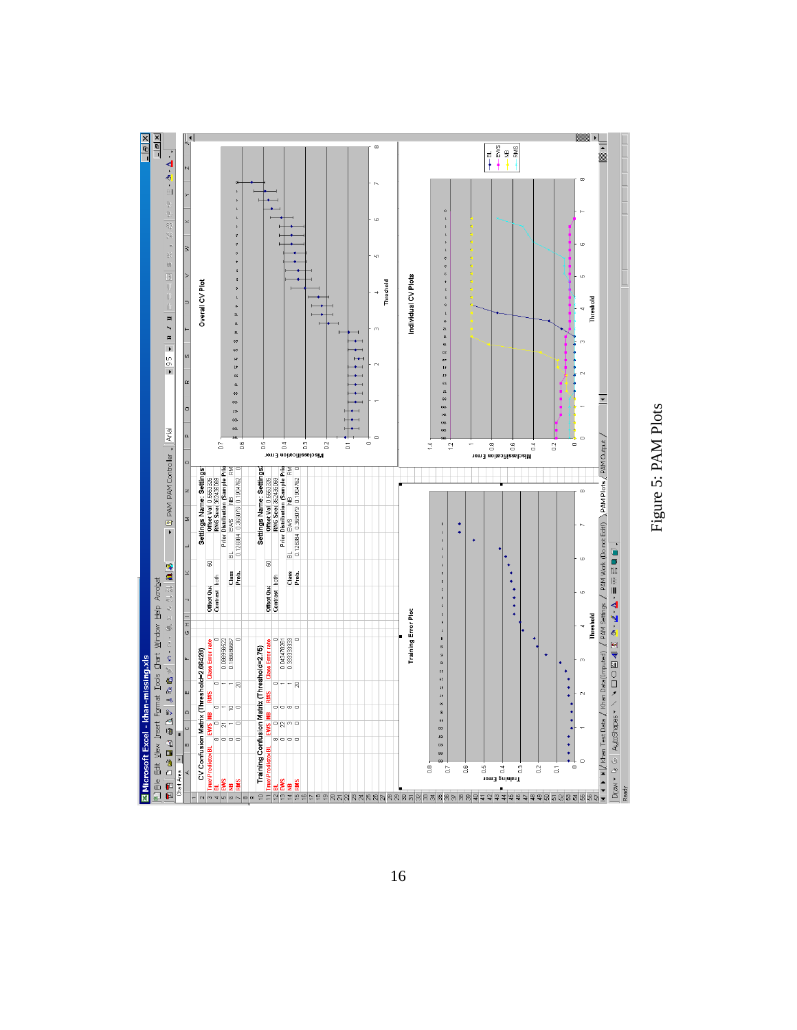Figure 5: PAM Plots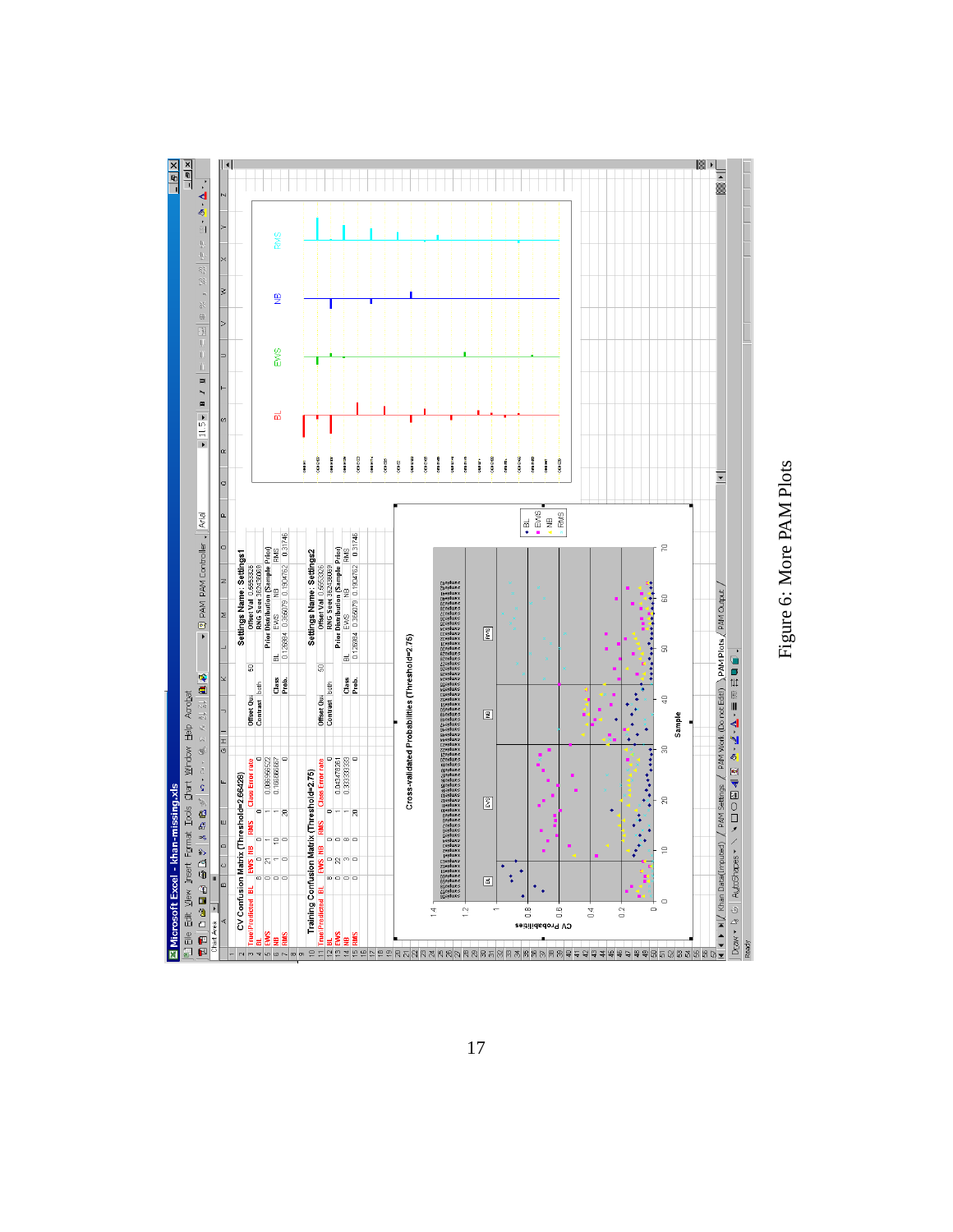Figure 6: More PAM Plots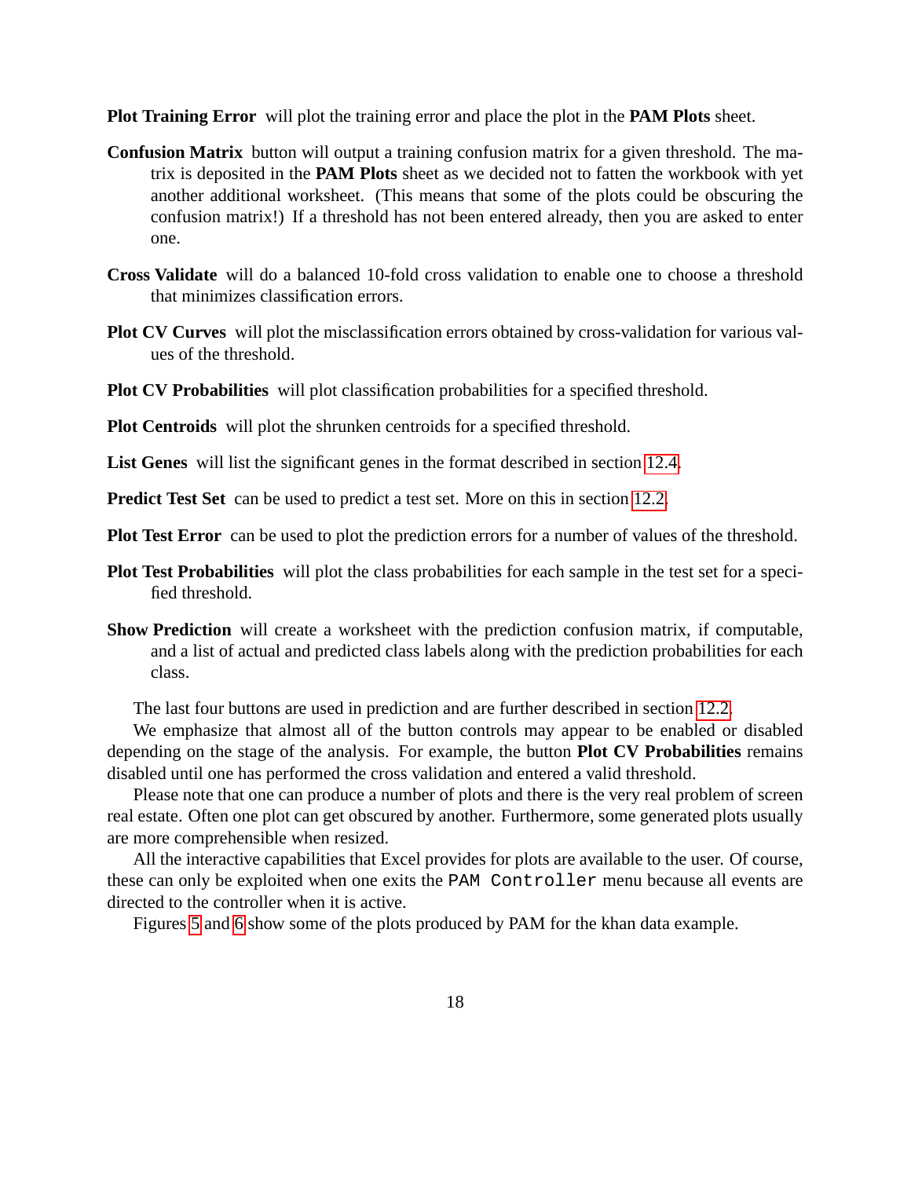**Plot Training Error** will plot the training error and place the plot in the **PAM Plots** sheet.

**Confusion Matrix** button will output a training confusion matrix for a given threshold. The matrix is deposited in the **PAM Plots** sheet as we decided not to fatten the workbook with yet another additional worksheet. (This means that some of the plots could be obscuring the confusion matrix!) If a threshold has not been entered already, then you are asked to enter one.

**Cross Validate** will do a balanced 10-fold cross validation to enable one to choose a threshold that minimizes classification errors.

**Plot CV Curves** will plot the misclassification errors obtained by cross-validation for various values of the threshold.

**Plot CV Probabilities** will plot classification probabilities for a specified threshold.

**Plot Centroids** will plot the shrunken centroids for a specified threshold.

**List Genes** will list the significant genes in the format described in section 12.4.

**Predict Test Set** can be used to predict a test set. More on this in section 12.2.

**Plot Test Error** can be used to plot the prediction errors for a number of values of the threshold.

**Plot Test Probabilities** will plot the class probabilities for each sample in the test set for a specified threshold.

**Show Prediction** will create a worksheet with the prediction confusion matrix, if computable, and a list of actual and predicted class labels along with the prediction probabilities for each class.

The last four buttons are used in prediction and are further described in section 12.2.

We emphasize that almost all of the button controls may appear to be enabled or disabled depending on the stage of the analysis. For example, the button **Plot CV Probabilities** remains disabled until one has performed the cross validation and entered a valid threshold.

Please note that one can produce a number of plots and there is the very real problem of screen real estate. Often one plot can get obscured by another. Furthermore, some generated plots usually are more comprehensible when resized.

All the interactive capabilities that Excel provides for plots are available to the user. Of course, these can only be exploited when one exits the `PAM Controller` menu because all events are directed to the controller when it is active.

Figures 5 and 6 show some of the plots produced by PAM for the khan data example.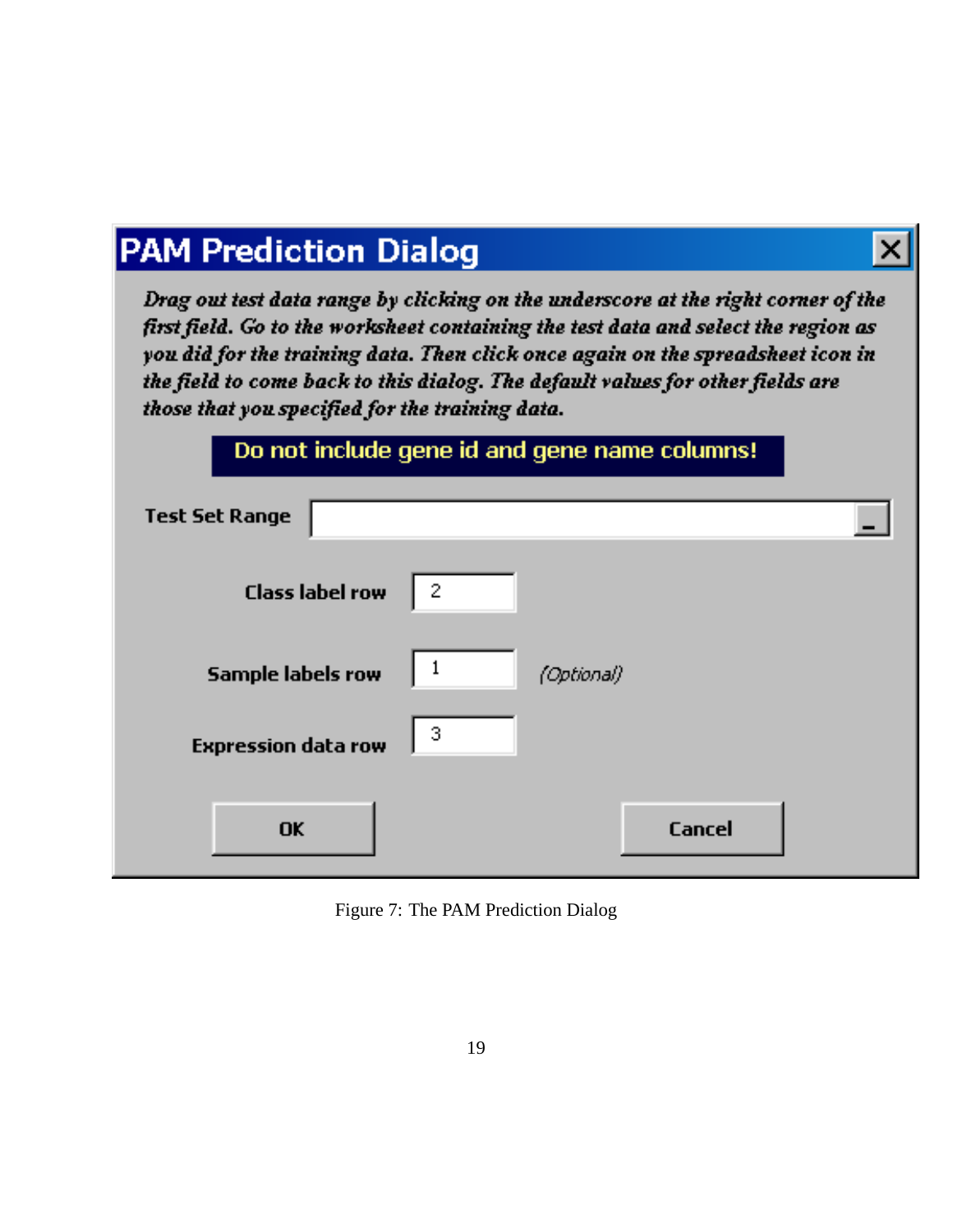**PAM Prediction Dialog**

*Drag out test data range by clicking on the underscore at the right corner of the first field. Go to the worksheet containing the test data and select the region as you did for the training data. Then click once again on the spreadsheet icon in the field to come back to this dialog. The default values for other fields are those that you specified for the training data.*

**Do not include gene id and gene name columns!**

Test Set Range: ________

Class label row: 2

Sample labels row: 1 *(Optional)*

Expression data row: 3

OK | Cancel

Figure 7: The PAM Prediction Dialog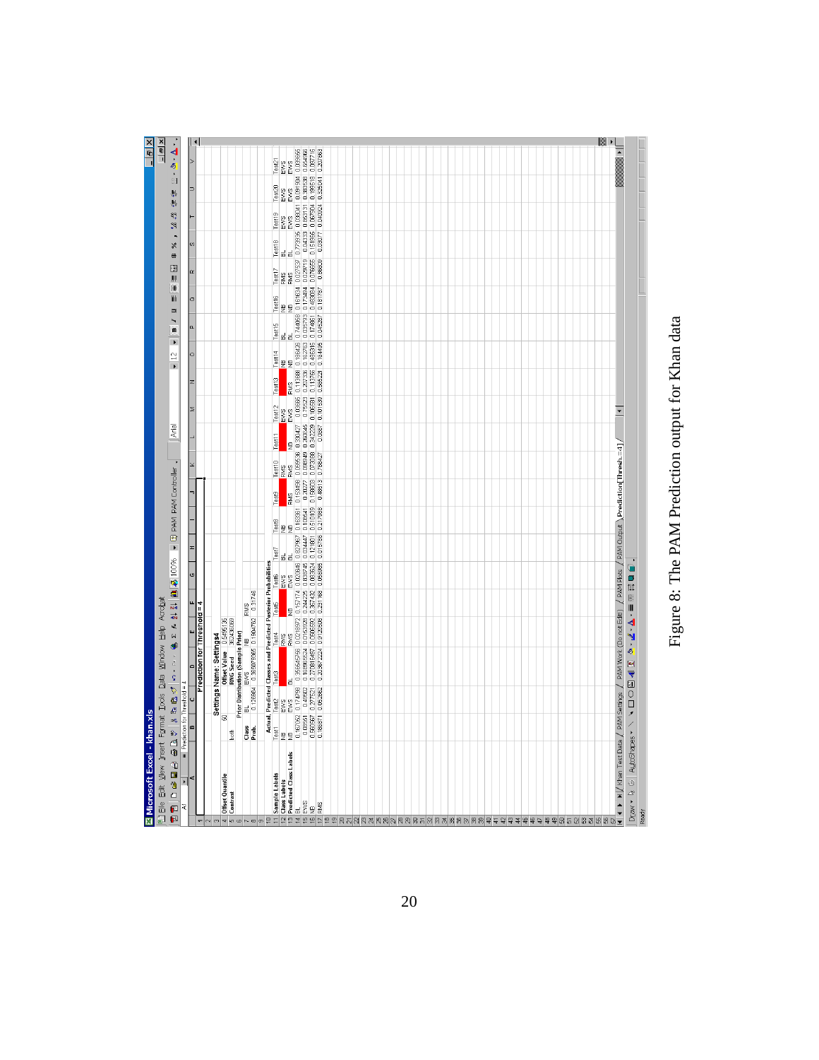Figure 8: The PAM Prediction output for Khan data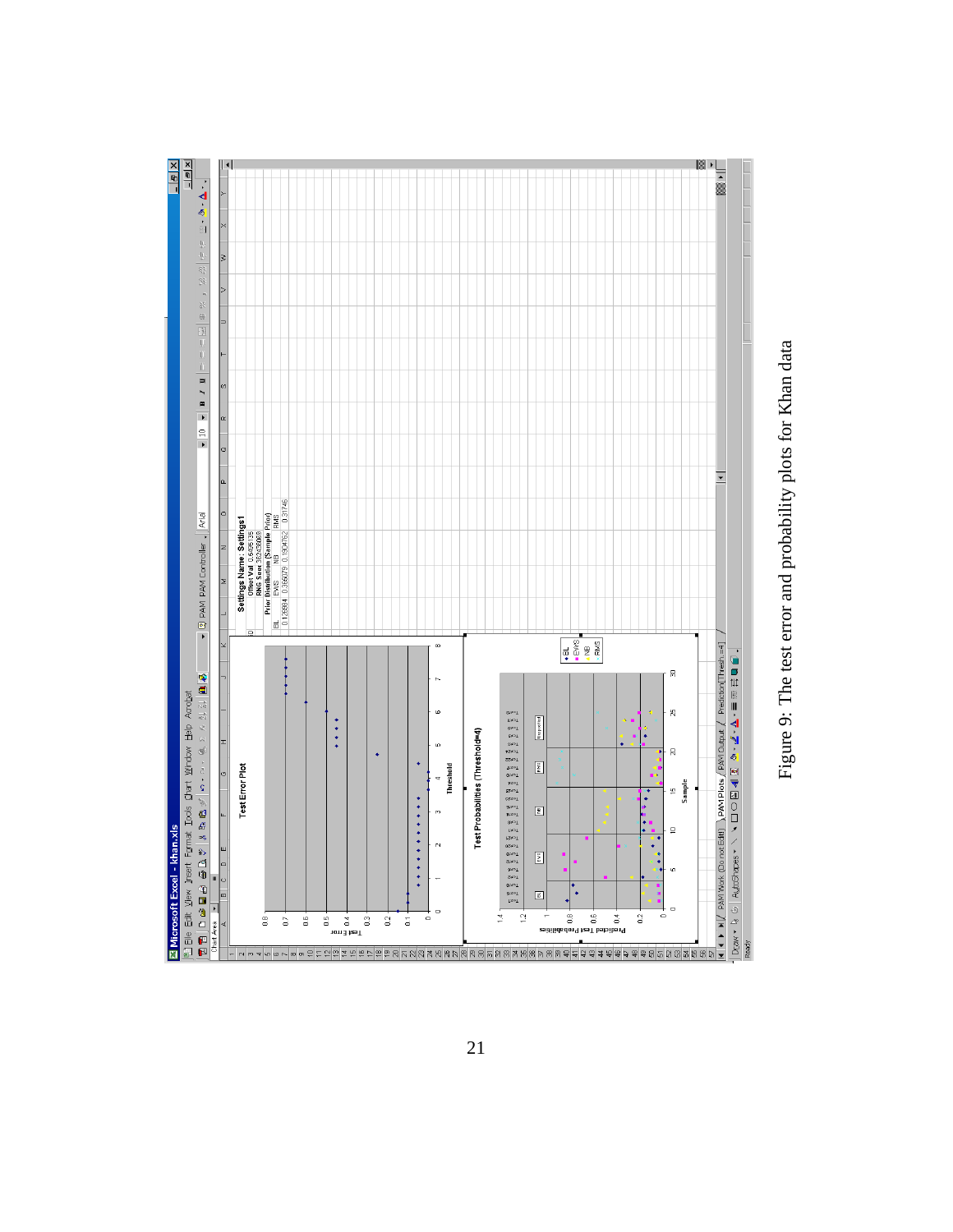Figure 9: The test error and probability plots for Khan data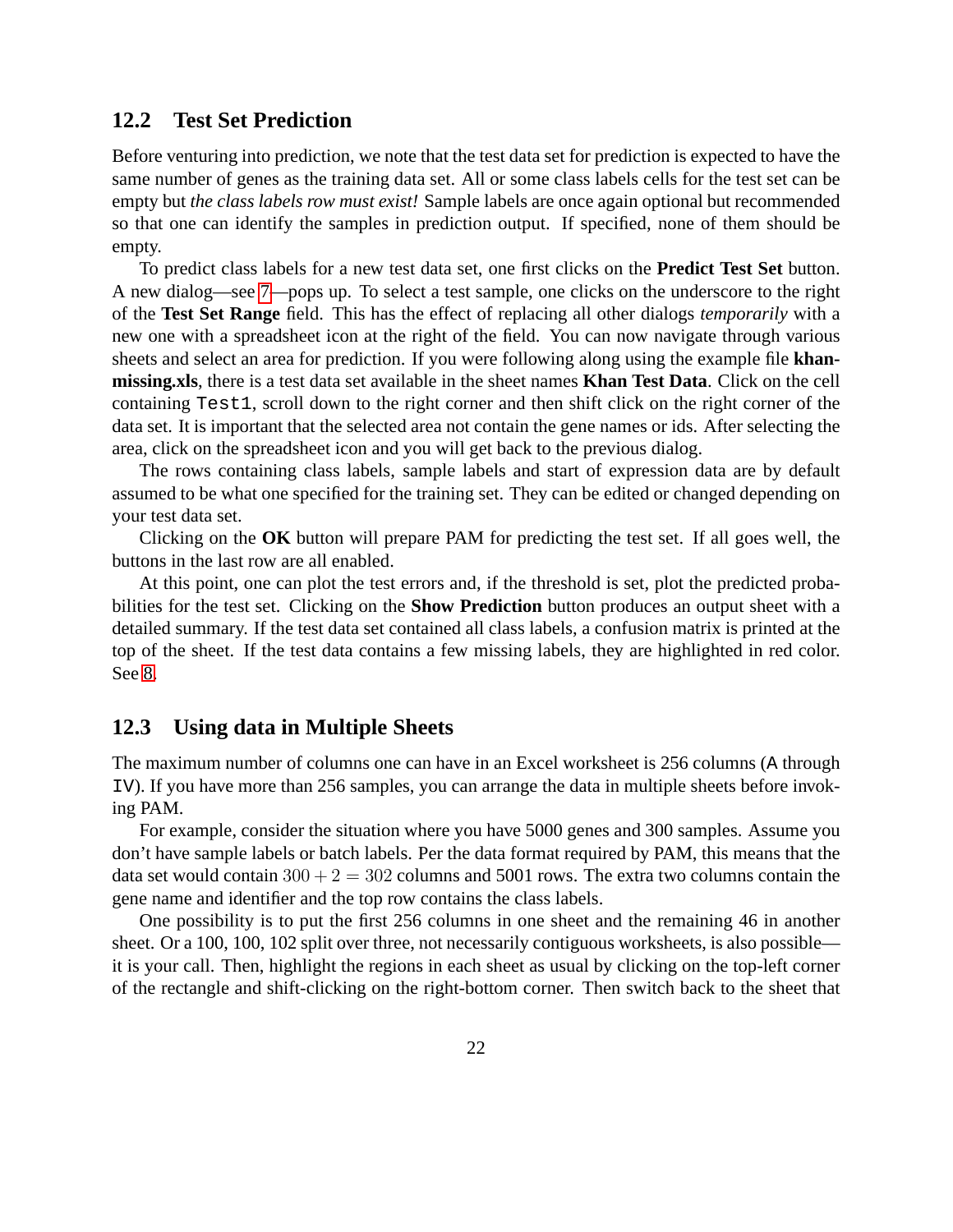## 12.2 Test Set Prediction

Before venturing into prediction, we note that the test data set for prediction is expected to have the same number of genes as the training data set. All or some class labels cells for the test set can be empty but *the class labels row must exist!* Sample labels are once again optional but recommended so that one can identify the samples in prediction output. If specified, none of them should be empty.

To predict class labels for a new test data set, one first clicks on the **Predict Test Set** button. A new dialog—see 7—pops up. To select a test sample, one clicks on the underscore to the right of the **Test Set Range** field. This has the effect of replacing all other dialogs *temporarily* with a new one with a spreadsheet icon at the right of the field. You can now navigate through various sheets and select an area for prediction. If you were following along using the example file **khan-missing.xls**, there is a test data set available in the sheet names **Khan Test Data**. Click on the cell containing `Test1`, scroll down to the right corner and then shift click on the right corner of the data set. It is important that the selected area not contain the gene names or ids. After selecting the area, click on the spreadsheet icon and you will get back to the previous dialog.

The rows containing class labels, sample labels and start of expression data are by default assumed to be what one specified for the training set. They can be edited or changed depending on your test data set.

Clicking on the **OK** button will prepare PAM for predicting the test set. If all goes well, the buttons in the last row are all enabled.

At this point, one can plot the test errors and, if the threshold is set, plot the predicted probabilities for the test set. Clicking on the **Show Prediction** button produces an output sheet with a detailed summary. If the test data set contained all class labels, a confusion matrix is printed at the top of the sheet. If the test data contains a few missing labels, they are highlighted in red color. See 8.

## 12.3 Using data in Multiple Sheets

The maximum number of columns one can have in an Excel worksheet is 256 columns (`A` through `IV`). If you have more than 256 samples, you can arrange the data in multiple sheets before invoking PAM.

For example, consider the situation where you have 5000 genes and 300 samples. Assume you don't have sample labels or batch labels. Per the data format required by PAM, this means that the data set would contain $300 + 2 = 302$ columns and 5001 rows. The extra two columns contain the gene name and identifier and the top row contains the class labels.

One possibility is to put the first 256 columns in one sheet and the remaining 46 in another sheet. Or a 100, 100, 102 split over three, not necessarily contiguous worksheets, is also possible—it is your call. Then, highlight the regions in each sheet as usual by clicking on the top-left corner of the rectangle and shift-clicking on the right-bottom corner. Then switch back to the sheet that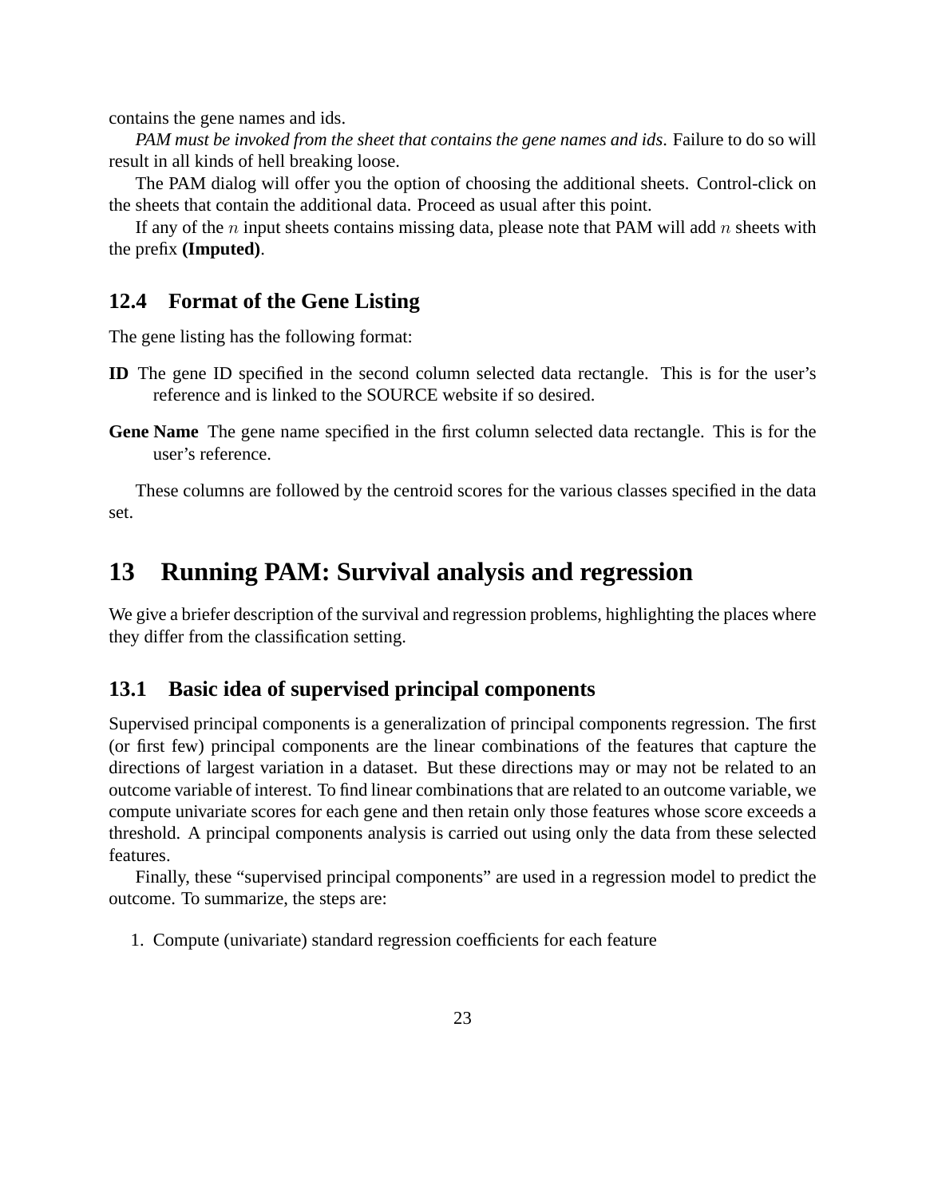contains the gene names and ids.

*PAM must be invoked from the sheet that contains the gene names and ids.* Failure to do so will result in all kinds of hell breaking loose.

The PAM dialog will offer you the option of choosing the additional sheets. Control-click on the sheets that contain the additional data. Proceed as usual after this point.

If any of the $n$ input sheets contains missing data, please note that PAM will add $n$ sheets with the prefix **(Imputed)**.

### 12.4 Format of the Gene Listing

The gene listing has the following format:

**ID** The gene ID specified in the second column selected data rectangle. This is for the user's reference and is linked to the SOURCE website if so desired.

**Gene Name** The gene name specified in the first column selected data rectangle. This is for the user's reference.

These columns are followed by the centroid scores for the various classes specified in the data set.

## 13 Running PAM: Survival analysis and regression

We give a briefer description of the survival and regression problems, highlighting the places where they differ from the classification setting.

### 13.1 Basic idea of supervised principal components

Supervised principal components is a generalization of principal components regression. The first (or first few) principal components are the linear combinations of the features that capture the directions of largest variation in a dataset. But these directions may or may not be related to an outcome variable of interest. To find linear combinations that are related to an outcome variable, we compute univariate scores for each gene and then retain only those features whose score exceeds a threshold. A principal components analysis is carried out using only the data from these selected features.

Finally, these "supervised principal components" are used in a regression model to predict the outcome. To summarize, the steps are:

1. Compute (univariate) standard regression coefficients for each feature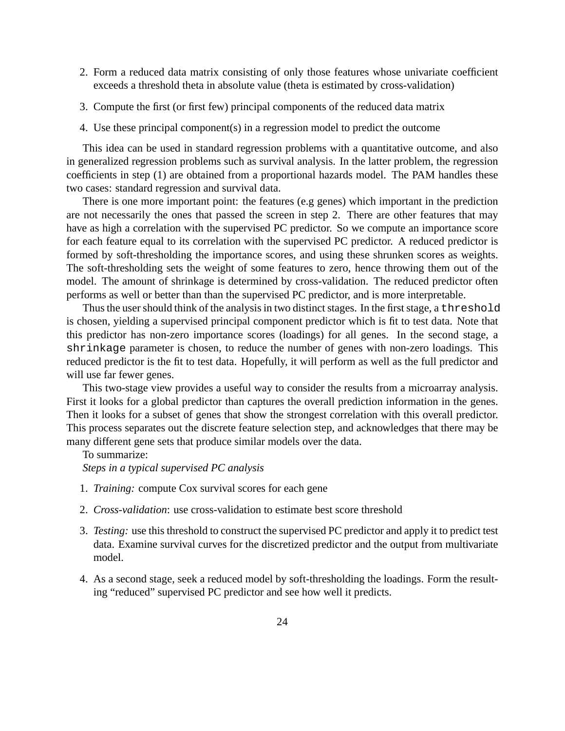2. Form a reduced data matrix consisting of only those features whose univariate coefficient exceeds a threshold theta in absolute value (theta is estimated by cross-validation)
3. Compute the first (or first few) principal components of the reduced data matrix
4. Use these principal component(s) in a regression model to predict the outcome

This idea can be used in standard regression problems with a quantitative outcome, and also in generalized regression problems such as survival analysis. In the latter problem, the regression coefficients in step (1) are obtained from a proportional hazards model. The PAM handles these two cases: standard regression and survival data.

There is one more important point: the features (e.g genes) which important in the prediction are not necessarily the ones that passed the screen in step 2. There are other features that may have as high a correlation with the supervised PC predictor. So we compute an importance score for each feature equal to its correlation with the supervised PC predictor. A reduced predictor is formed by soft-thresholding the importance scores, and using these shrunken scores as weights. The soft-thresholding sets the weight of some features to zero, hence throwing them out of the model. The amount of shrinkage is determined by cross-validation. The reduced predictor often performs as well or better than than the supervised PC predictor, and is more interpretable.

Thus the user should think of the analysis in two distinct stages. In the first stage, a `threshold` is chosen, yielding a supervised principal component predictor which is fit to test data. Note that this predictor has non-zero importance scores (loadings) for all genes. In the second stage, a `shrinkage` parameter is chosen, to reduce the number of genes with non-zero loadings. This reduced predictor is the fit to test data. Hopefully, it will perform as well as the full predictor and will use far fewer genes.

This two-stage view provides a useful way to consider the results from a microarray analysis. First it looks for a global predictor than captures the overall prediction information in the genes. Then it looks for a subset of genes that show the strongest correlation with this overall predictor. This process separates out the discrete feature selection step, and acknowledges that there may be many different gene sets that produce similar models over the data.

To summarize:

*Steps in a typical supervised PC analysis*

1. *Training:* compute Cox survival scores for each gene
2. *Cross-validation*: use cross-validation to estimate best score threshold
3. *Testing:* use this threshold to construct the supervised PC predictor and apply it to predict test data. Examine survival curves for the discretized predictor and the output from multivariate model.
4. As a second stage, seek a reduced model by soft-thresholding the loadings. Form the resulting "reduced" supervised PC predictor and see how well it predicts.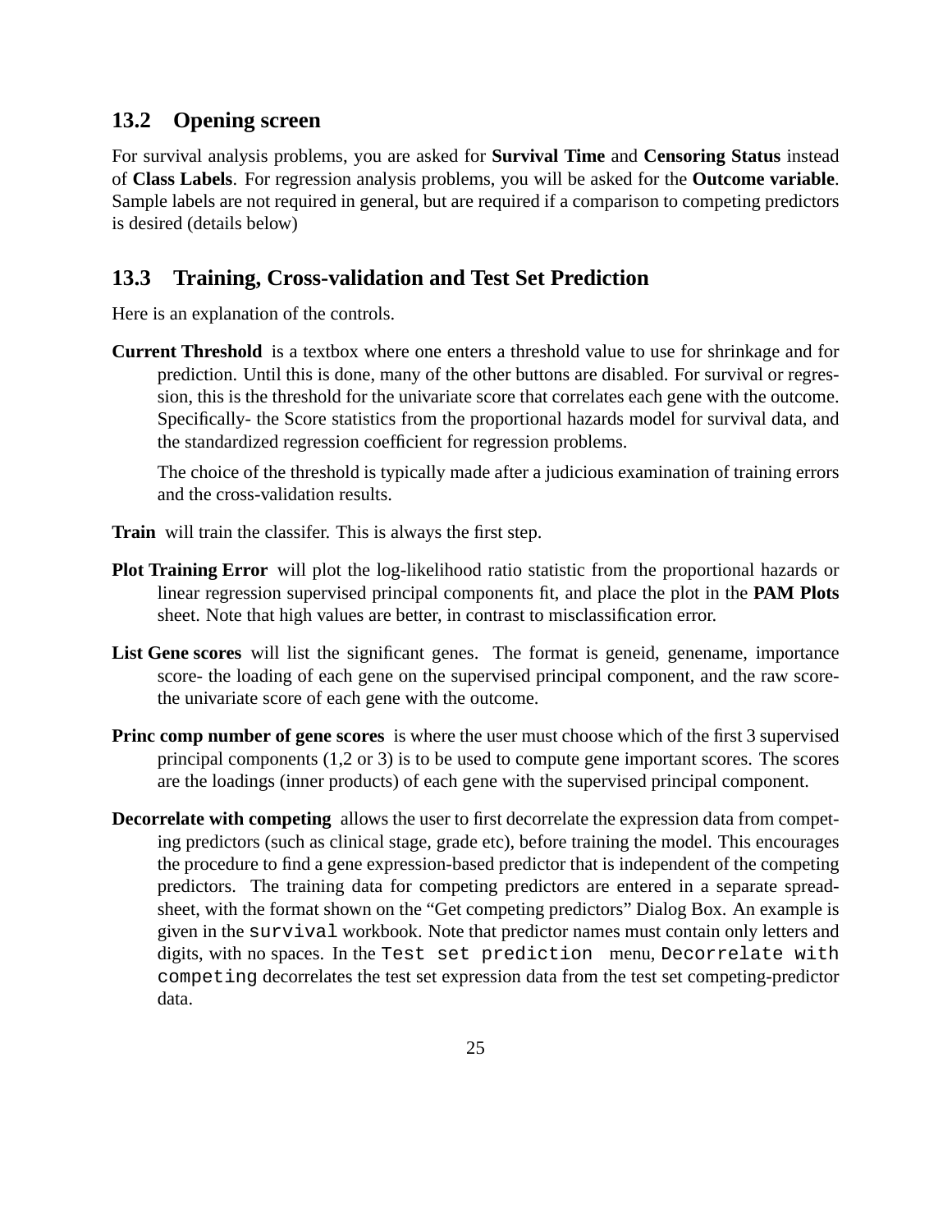## 13.2 Opening screen

For survival analysis problems, you are asked for **Survival Time** and **Censoring Status** instead of **Class Labels**. For regression analysis problems, you will be asked for the **Outcome variable**. Sample labels are not required in general, but are required if a comparison to competing predictors is desired (details below)

## 13.3 Training, Cross-validation and Test Set Prediction

Here is an explanation of the controls.

**Current Threshold** is a textbox where one enters a threshold value to use for shrinkage and for prediction. Until this is done, many of the other buttons are disabled. For survival or regression, this is the threshold for the univariate score that correlates each gene with the outcome. Specifically- the Score statistics from the proportional hazards model for survival data, and the standardized regression coefficient for regression problems.

The choice of the threshold is typically made after a judicious examination of training errors and the cross-validation results.

**Train** will train the classifer. This is always the first step.

**Plot Training Error** will plot the log-likelihood ratio statistic from the proportional hazards or linear regression supervised principal components fit, and place the plot in the **PAM Plots** sheet. Note that high values are better, in contrast to misclassification error.

**List Gene scores** will list the significant genes. The format is geneid, genename, importance score- the loading of each gene on the supervised principal component, and the raw score- the univariate score of each gene with the outcome.

**Princ comp number of gene scores** is where the user must choose which of the first 3 supervised principal components (1,2 or 3) is to be used to compute gene important scores. The scores are the loadings (inner products) of each gene with the supervised principal component.

**Decorrelate with competing** allows the user to first decorrelate the expression data from competing predictors (such as clinical stage, grade etc), before training the model. This encourages the procedure to find a gene expression-based predictor that is independent of the competing predictors. The training data for competing predictors are entered in a separate spreadsheet, with the format shown on the "Get competing predictors" Dialog Box. An example is given in the `survival` workbook. Note that predictor names must contain only letters and digits, with no spaces. In the `Test set prediction` menu, `Decorrelate with competing` decorrelates the test set expression data from the test set competing-predictor data.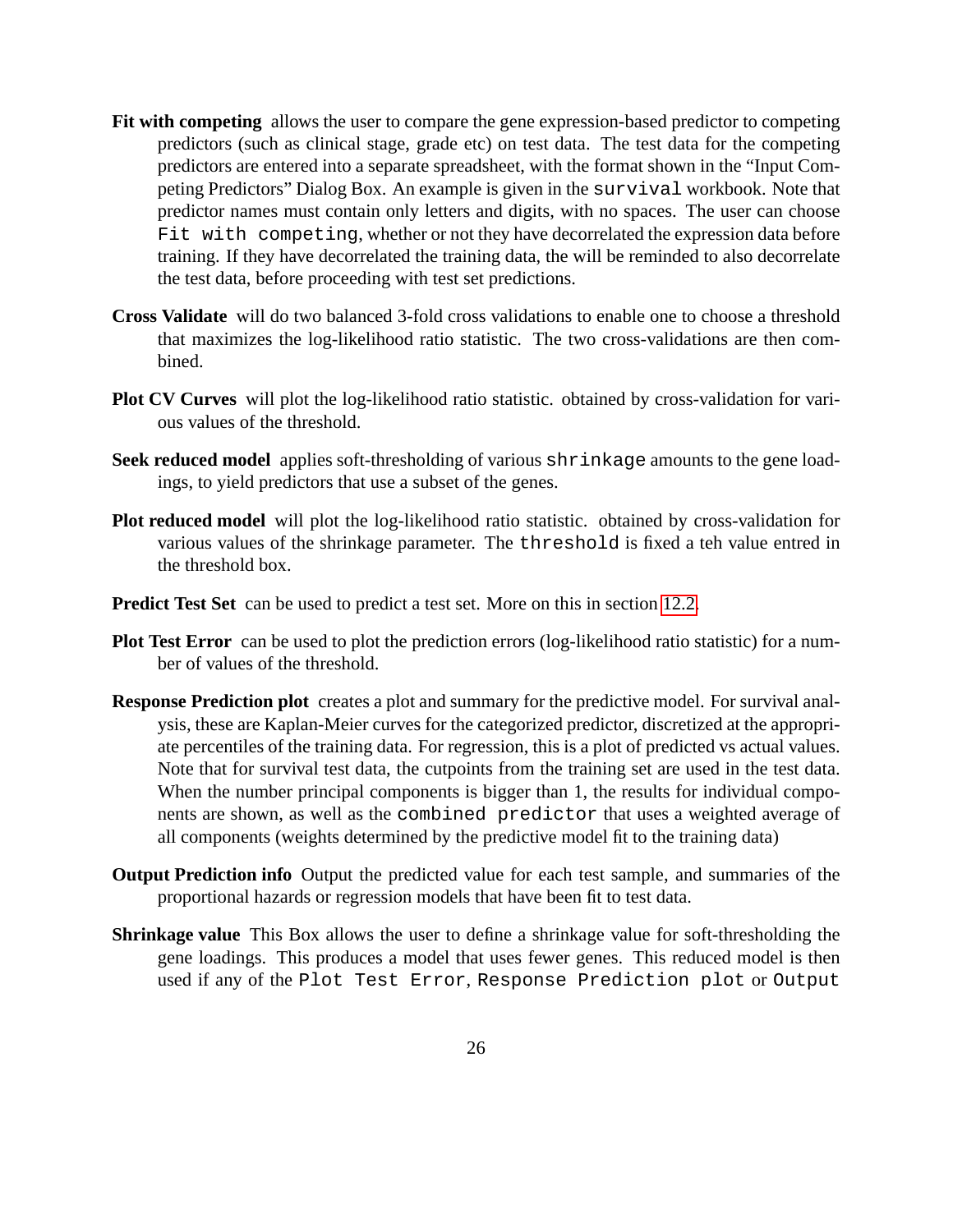**Fit with competing** allows the user to compare the gene expression-based predictor to competing predictors (such as clinical stage, grade etc) on test data. The test data for the competing predictors are entered into a separate spreadsheet, with the format shown in the "Input Competing Predictors" Dialog Box. An example is given in the `survival` workbook. Note that predictor names must contain only letters and digits, with no spaces. The user can choose `Fit with competing`, whether or not they have decorrelated the expression data before training. If they have decorrelated the training data, the will be reminded to also decorrelate the test data, before proceeding with test set predictions.

**Cross Validate** will do two balanced 3-fold cross validations to enable one to choose a threshold that maximizes the log-likelihood ratio statistic. The two cross-validations are then combined.

**Plot CV Curves** will plot the log-likelihood ratio statistic. obtained by cross-validation for various values of the threshold.

**Seek reduced model** applies soft-thresholding of various `shrinkage` amounts to the gene loadings, to yield predictors that use a subset of the genes.

**Plot reduced model** will plot the log-likelihood ratio statistic. obtained by cross-validation for various values of the shrinkage parameter. The `threshold` is fixed a teh value entred in the threshold box.

**Predict Test Set** can be used to predict a test set. More on this in section 12.2.

**Plot Test Error** can be used to plot the prediction errors (log-likelihood ratio statistic) for a number of values of the threshold.

**Response Prediction plot** creates a plot and summary for the predictive model. For survival analysis, these are Kaplan-Meier curves for the categorized predictor, discretized at the appropriate percentiles of the training data. For regression, this is a plot of predicted vs actual values. Note that for survival test data, the cutpoints from the training set are used in the test data. When the number principal components is bigger than 1, the results for individual components are shown, as well as the `combined predictor` that uses a weighted average of all components (weights determined by the predictive model fit to the training data)

**Output Prediction info** Output the predicted value for each test sample, and summaries of the proportional hazards or regression models that have been fit to test data.

**Shrinkage value** This Box allows the user to define a shrinkage value for soft-thresholding the gene loadings. This produces a model that uses fewer genes. This reduced model is then used if any of the `Plot Test Error`, `Response Prediction plot` or `Output`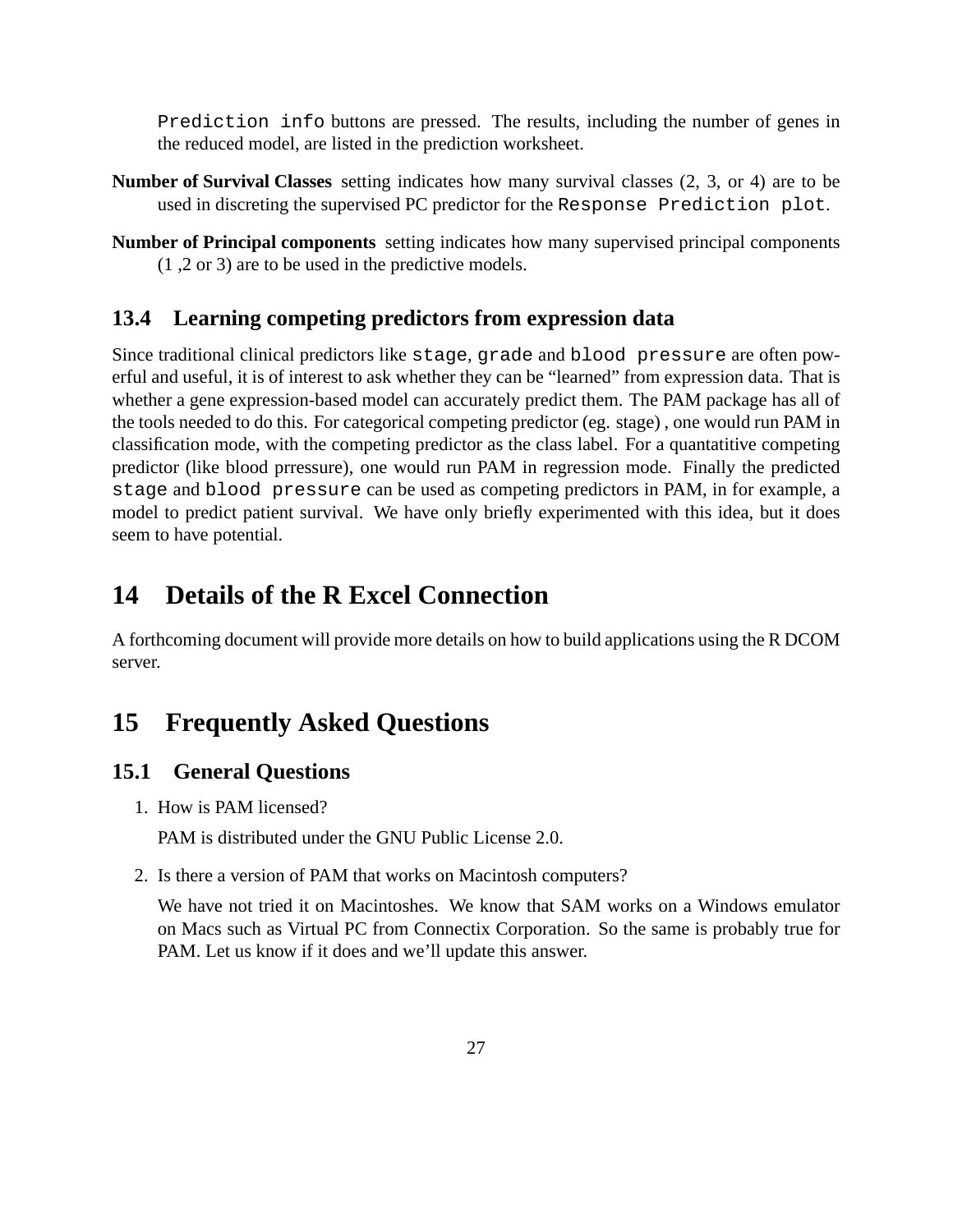`Prediction info` buttons are pressed. The results, including the number of genes in the reduced model, are listed in the prediction worksheet.

**Number of Survival Classes** setting indicates how many survival classes (2, 3, or 4) are to be used in discreting the supervised PC predictor for the `Response Prediction plot`.

**Number of Principal components** setting indicates how many supervised principal components (1 ,2 or 3) are to be used in the predictive models.

### 13.4 Learning competing predictors from expression data

Since traditional clinical predictors like `stage`, `grade` and `blood pressure` are often powerful and useful, it is of interest to ask whether they can be "learned" from expression data. That is whether a gene expression-based model can accurately predict them. The PAM package has all of the tools needed to do this. For categorical competing predictor (eg. stage) , one would run PAM in classification mode, with the competing predictor as the class label. For a quantatitive competing predictor (like blood prressure), one would run PAM in regression mode. Finally the predicted `stage` and `blood pressure` can be used as competing predictors in PAM, in for example, a model to predict patient survival. We have only briefly experimented with this idea, but it does seem to have potential.

## 14 Details of the R Excel Connection

A forthcoming document will provide more details on how to build applications using the R DCOM server.

## 15 Frequently Asked Questions

### 15.1 General Questions

1. How is PAM licensed?

   PAM is distributed under the GNU Public License 2.0.

2. Is there a version of PAM that works on Macintosh computers?

   We have not tried it on Macintoshes. We know that SAM works on a Windows emulator on Macs such as Virtual PC from Connectix Corporation. So the same is probably true for PAM. Let us know if it does and we'll update this answer.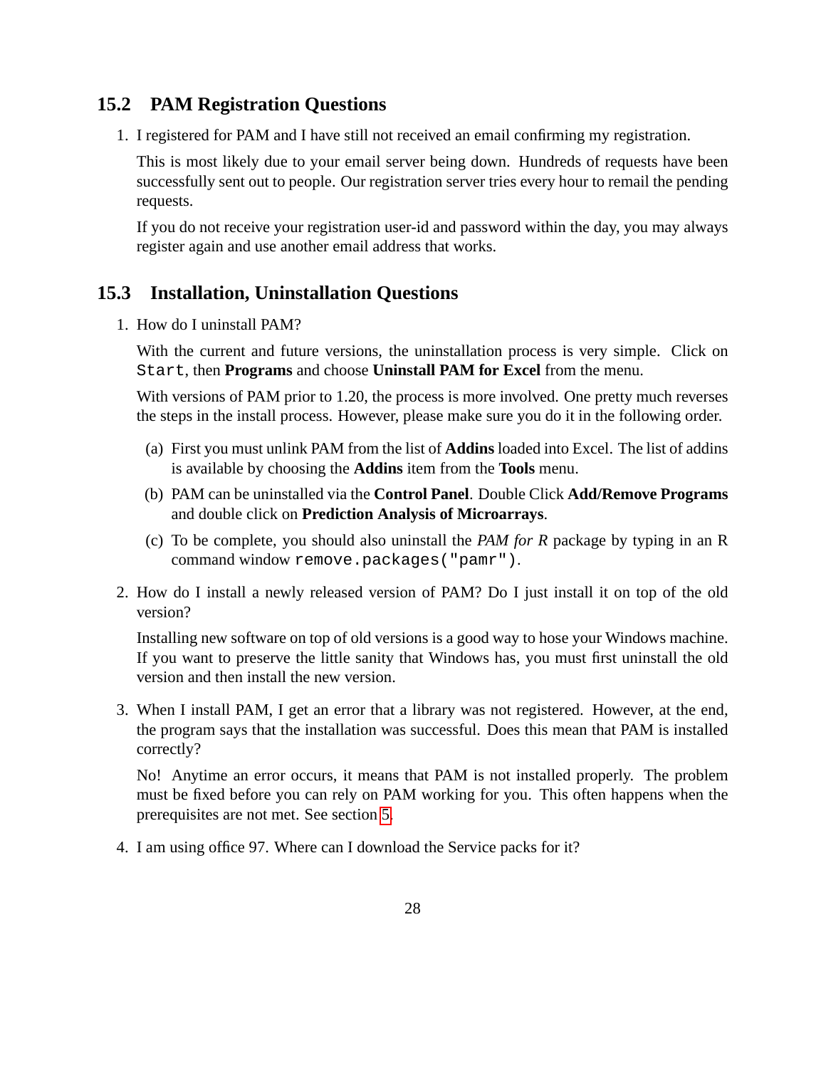## 15.2 PAM Registration Questions

1. I registered for PAM and I have still not received an email confirming my registration.

   This is most likely due to your email server being down. Hundreds of requests have been successfully sent out to people. Our registration server tries every hour to remail the pending requests.

   If you do not receive your registration user-id and password within the day, you may always register again and use another email address that works.

## 15.3 Installation, Uninstallation Questions

1. How do I uninstall PAM?

   With the current and future versions, the uninstallation process is very simple. Click on `Start`, then **Programs** and choose **Uninstall PAM for Excel** from the menu.

   With versions of PAM prior to 1.20, the process is more involved. One pretty much reverses the steps in the install process. However, please make sure you do it in the following order.

   (a) First you must unlink PAM from the list of **Addins** loaded into Excel. The list of addins is available by choosing the **Addins** item from the **Tools** menu.

   (b) PAM can be uninstalled via the **Control Panel**. Double Click **Add/Remove Programs** and double click on **Prediction Analysis of Microarrays**.

   (c) To be complete, you should also uninstall the *PAM for R* package by typing in an R command window `remove.packages("pamr")`.

2. How do I install a newly released version of PAM? Do I just install it on top of the old version?

   Installing new software on top of old versions is a good way to hose your Windows machine. If you want to preserve the little sanity that Windows has, you must first uninstall the old version and then install the new version.

3. When I install PAM, I get an error that a library was not registered. However, at the end, the program says that the installation was successful. Does this mean that PAM is installed correctly?

   No! Anytime an error occurs, it means that PAM is not installed properly. The problem must be fixed before you can rely on PAM working for you. This often happens when the prerequisites are not met. See section 5.

4. I am using office 97. Where can I download the Service packs for it?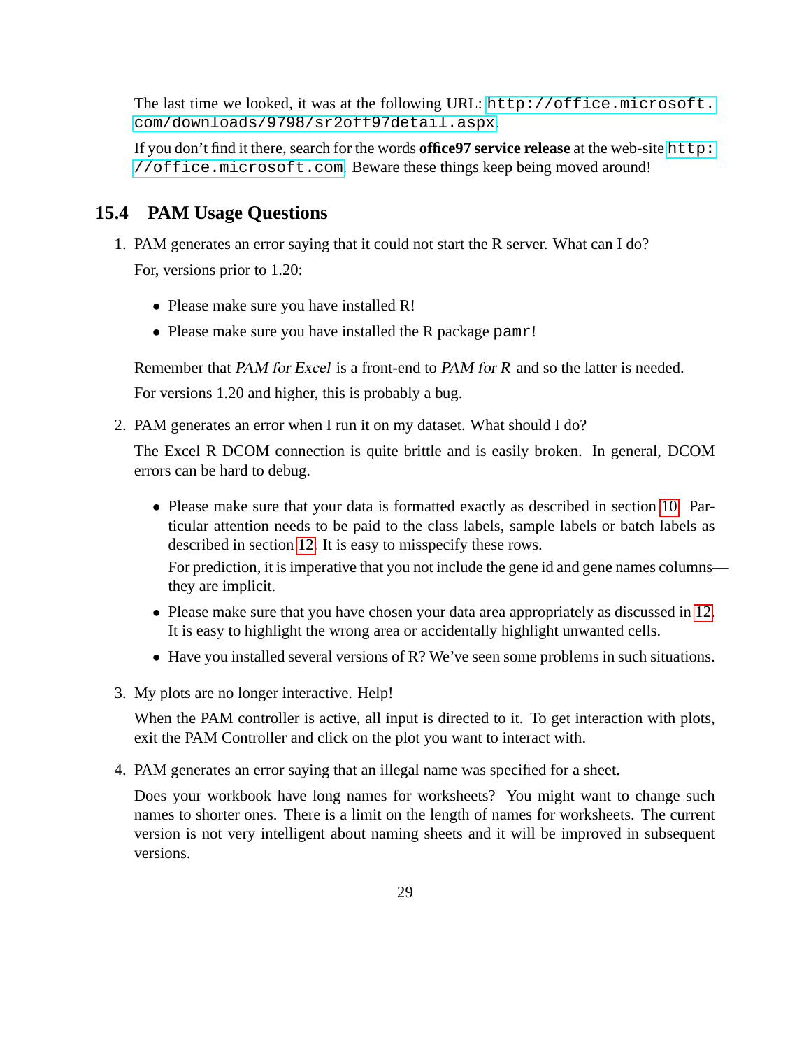The last time we looked, it was at the following URL: `http://office.microsoft.com/downloads/9798/sr2off97detail.aspx`.

If you don't find it there, search for the words **office97 service release** at the web-site `http://office.microsoft.com`. Beware these things keep being moved around!

## 15.4 PAM Usage Questions

1. PAM generates an error saying that it could not start the R server. What can I do?

   For, versions prior to 1.20:

   - Please make sure you have installed R!
   - Please make sure you have installed the R package `pamr`!

   Remember that *PAM for Excel* is a front-end to *PAM for R* and so the latter is needed.

   For versions 1.20 and higher, this is probably a bug.

2. PAM generates an error when I run it on my dataset. What should I do?

   The Excel R DCOM connection is quite brittle and is easily broken. In general, DCOM errors can be hard to debug.

   - Please make sure that your data is formatted exactly as described in section 10. Particular attention needs to be paid to the class labels, sample labels or batch labels as described in section 12. It is easy to misspecify these rows.

     For prediction, it is imperative that you not include the gene id and gene names columns—they are implicit.
   - Please make sure that you have chosen your data area appropriately as discussed in 12. It is easy to highlight the wrong area or accidentally highlight unwanted cells.
   - Have you installed several versions of R? We've seen some problems in such situations.

3. My plots are no longer interactive. Help!

   When the PAM controller is active, all input is directed to it. To get interaction with plots, exit the PAM Controller and click on the plot you want to interact with.

4. PAM generates an error saying that an illegal name was specified for a sheet.

   Does your workbook have long names for worksheets? You might want to change such names to shorter ones. There is a limit on the length of names for worksheets. The current version is not very intelligent about naming sheets and it will be improved in subsequent versions.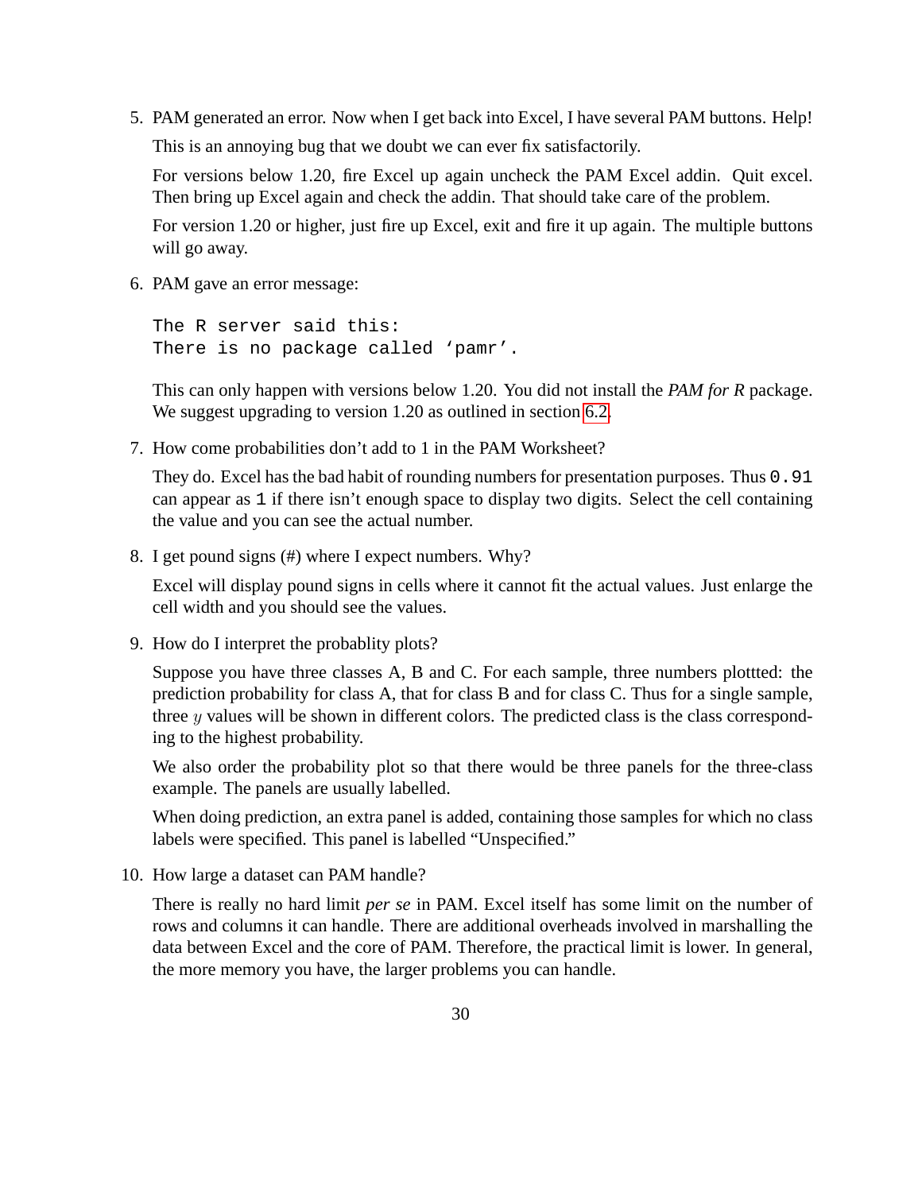5. PAM generated an error. Now when I get back into Excel, I have several PAM buttons. Help!

   This is an annoying bug that we doubt we can ever fix satisfactorily.

   For versions below 1.20, fire Excel up again uncheck the PAM Excel addin. Quit excel. Then bring up Excel again and check the addin. That should take care of the problem.

   For version 1.20 or higher, just fire up Excel, exit and fire it up again. The multiple buttons will go away.

6. PAM gave an error message:

   ```
   The R server said this:
   There is no package called 'pamr'.
   ```

   This can only happen with versions below 1.20. You did not install the *PAM for R* package. We suggest upgrading to version 1.20 as outlined in section 6.2.

7. How come probabilities don't add to 1 in the PAM Worksheet?

   They do. Excel has the bad habit of rounding numbers for presentation purposes. Thus `0.91` can appear as `1` if there isn't enough space to display two digits. Select the cell containing the value and you can see the actual number.

8. I get pound signs (#) where I expect numbers. Why?

   Excel will display pound signs in cells where it cannot fit the actual values. Just enlarge the cell width and you should see the values.

9. How do I interpret the probablity plots?

   Suppose you have three classes A, B and C. For each sample, three numbers plottted: the prediction probability for class A, that for class B and for class C. Thus for a single sample, three $y$ values will be shown in different colors. The predicted class is the class corresponding to the highest probability.

   We also order the probability plot so that there would be three panels for the three-class example. The panels are usually labelled.

   When doing prediction, an extra panel is added, containing those samples for which no class labels were specified. This panel is labelled "Unspecified."

10. How large a dataset can PAM handle?

    There is really no hard limit *per se* in PAM. Excel itself has some limit on the number of rows and columns it can handle. There are additional overheads involved in marshalling the data between Excel and the core of PAM. Therefore, the practical limit is lower. In general, the more memory you have, the larger problems you can handle.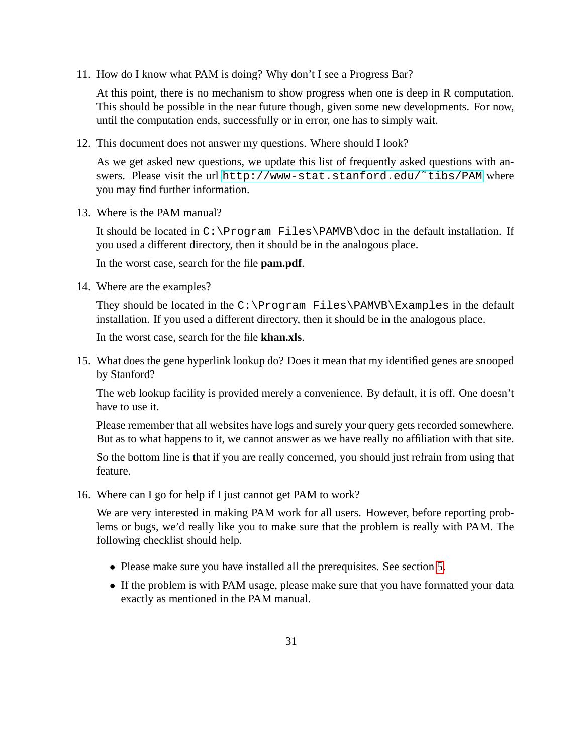11. How do I know what PAM is doing? Why don't I see a Progress Bar?

    At this point, there is no mechanism to show progress when one is deep in R computation. This should be possible in the near future though, given some new developments. For now, until the computation ends, successfully or in error, one has to simply wait.

12. This document does not answer my questions. Where should I look?

    As we get asked new questions, we update this list of frequently asked questions with answers. Please visit the url `http://www-stat.stanford.edu/~tibs/PAM` where you may find further information.

13. Where is the PAM manual?

    It should be located in `C:\Program Files\PAMVB\doc` in the default installation. If you used a different directory, then it should be in the analogous place.

    In the worst case, search for the file **pam.pdf**.

14. Where are the examples?

    They should be located in the `C:\Program Files\PAMVB\Examples` in the default installation. If you used a different directory, then it should be in the analogous place.

    In the worst case, search for the file **khan.xls**.

15. What does the gene hyperlink lookup do? Does it mean that my identified genes are snooped by Stanford?

    The web lookup facility is provided merely a convenience. By default, it is off. One doesn't have to use it.

    Please remember that all websites have logs and surely your query gets recorded somewhere. But as to what happens to it, we cannot answer as we have really no affiliation with that site.

    So the bottom line is that if you are really concerned, you should just refrain from using that feature.

16. Where can I go for help if I just cannot get PAM to work?

    We are very interested in making PAM work for all users. However, before reporting problems or bugs, we'd really like you to make sure that the problem is really with PAM. The following checklist should help.

    - Please make sure you have installed all the prerequisites. See section 5.
    - If the problem is with PAM usage, please make sure that you have formatted your data exactly as mentioned in the PAM manual.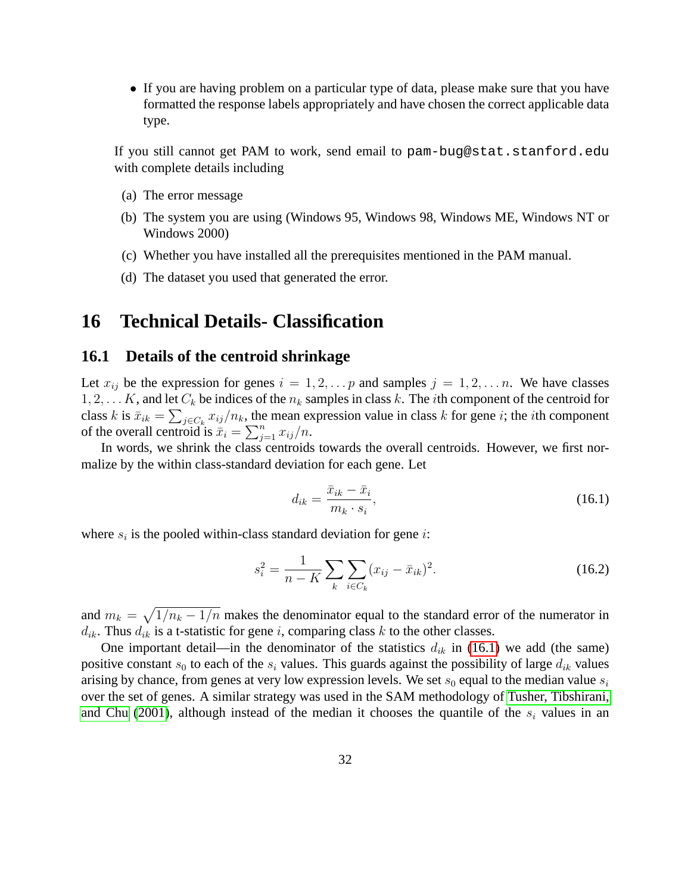- If you are having problem on a particular type of data, please make sure that you have formatted the response labels appropriately and have chosen the correct applicable data type.

If you still cannot get PAM to work, send email to `pam-bug@stat.stanford.edu` with complete details including

(a) The error message

(b) The system you are using (Windows 95, Windows 98, Windows ME, Windows NT or Windows 2000)

(c) Whether you have installed all the prerequisites mentioned in the PAM manual.

(d) The dataset you used that generated the error.

# 16 Technical Details- Classification

## 16.1 Details of the centroid shrinkage

Let $x_{ij}$ be the expression for genes $i = 1, 2, \ldots p$ and samples $j = 1, 2, \ldots n$. We have classes $1, 2, \ldots K$, and let $C_k$ be indices of the $n_k$ samples in class $k$. The $i$th component of the centroid for class $k$ is $\bar{x}_{ik} = \sum_{j \in C_k} x_{ij}/n_k$, the mean expression value in class $k$ for gene $i$; the $i$th component of the overall centroid is $\bar{x}_i = \sum_{j=1}^{n} x_{ij}/n$.

In words, we shrink the class centroids towards the overall centroids. However, we first normalize by the within class-standard deviation for each gene. Let

$$d_{ik} = \frac{\bar{x}_{ik} - \bar{x}_i}{m_k \cdot s_i}, \tag{16.1}$$

where $s_i$ is the pooled within-class standard deviation for gene $i$:

$$s_i^2 = \frac{1}{n - K} \sum_k \sum_{i \in C_k} (x_{ij} - \bar{x}_{ik})^2. \tag{16.2}$$

and $m_k = \sqrt{1/n_k - 1/n}$ makes the denominator equal to the standard error of the numerator in $d_{ik}$. Thus $d_{ik}$ is a t-statistic for gene $i$, comparing class $k$ to the other classes.

One important detail—in the denominator of the statistics $d_{ik}$ in (16.1) we add (the same) positive constant $s_0$ to each of the $s_i$ values. This guards against the possibility of large $d_{ik}$ values arising by chance, from genes at very low expression levels. We set $s_0$ equal to the median value $s_i$ over the set of genes. A similar strategy was used in the SAM methodology of Tusher, Tibshirani, and Chu (2001), although instead of the median it chooses the quantile of the $s_i$ values in an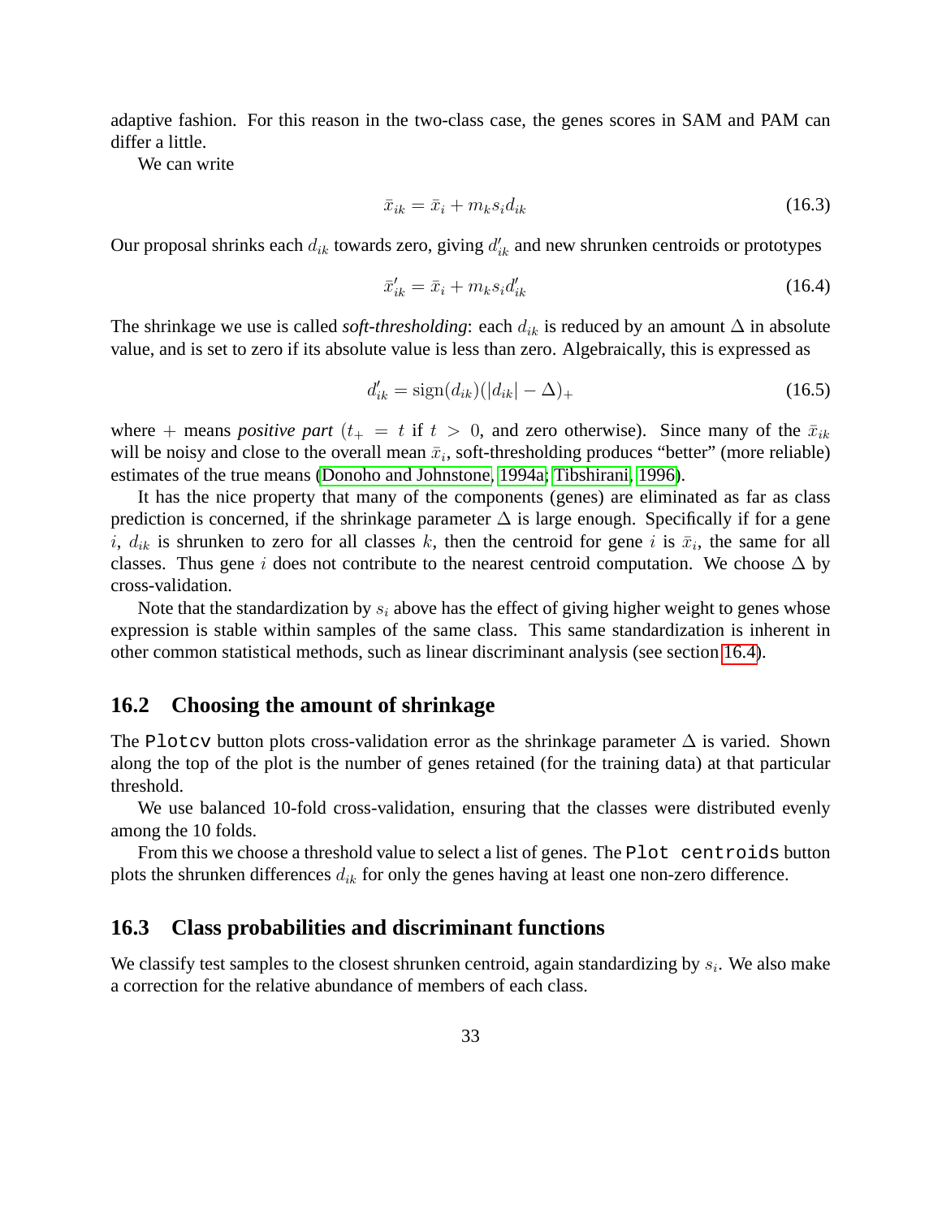adaptive fashion. For this reason in the two-class case, the genes scores in SAM and PAM can differ a little.

We can write

$$\bar{x}_{ik} = \bar{x}_i + m_k s_i d_{ik} \tag{16.3}$$

Our proposal shrinks each $d_{ik}$ towards zero, giving $d'_{ik}$ and new shrunken centroids or prototypes

$$\bar{x}'_{ik} = \bar{x}_i + m_k s_i d'_{ik} \tag{16.4}$$

The shrinkage we use is called *soft-thresholding*: each $d_{ik}$ is reduced by an amount $\Delta$ in absolute value, and is set to zero if its absolute value is less than zero. Algebraically, this is expressed as

$$d'_{ik} = \text{sign}(d_{ik})(|d_{ik}| - \Delta)_+ \tag{16.5}$$

where $+$ means *positive part* ($t_+ = t$ if $t > 0$, and zero otherwise). Since many of the $\bar{x}_{ik}$ will be noisy and close to the overall mean $\bar{x}_i$, soft-thresholding produces "better" (more reliable) estimates of the true means (Donoho and Johnstone, 1994a; Tibshirani, 1996).

It has the nice property that many of the components (genes) are eliminated as far as class prediction is concerned, if the shrinkage parameter $\Delta$ is large enough. Specifically if for a gene $i$, $d_{ik}$ is shrunken to zero for all classes $k$, then the centroid for gene $i$ is $\bar{x}_i$, the same for all classes. Thus gene $i$ does not contribute to the nearest centroid computation. We choose $\Delta$ by cross-validation.

Note that the standardization by $s_i$ above has the effect of giving higher weight to genes whose expression is stable within samples of the same class. This same standardization is inherent in other common statistical methods, such as linear discriminant analysis (see section 16.4).

## 16.2 Choosing the amount of shrinkage

The `Plotcv` button plots cross-validation error as the shrinkage parameter $\Delta$ is varied. Shown along the top of the plot is the number of genes retained (for the training data) at that particular threshold.

We use balanced 10-fold cross-validation, ensuring that the classes were distributed evenly among the 10 folds.

From this we choose a threshold value to select a list of genes. The `Plot centroids` button plots the shrunken differences $d_{ik}$ for only the genes having at least one non-zero difference.

## 16.3 Class probabilities and discriminant functions

We classify test samples to the closest shrunken centroid, again standardizing by $s_i$. We also make a correction for the relative abundance of members of each class.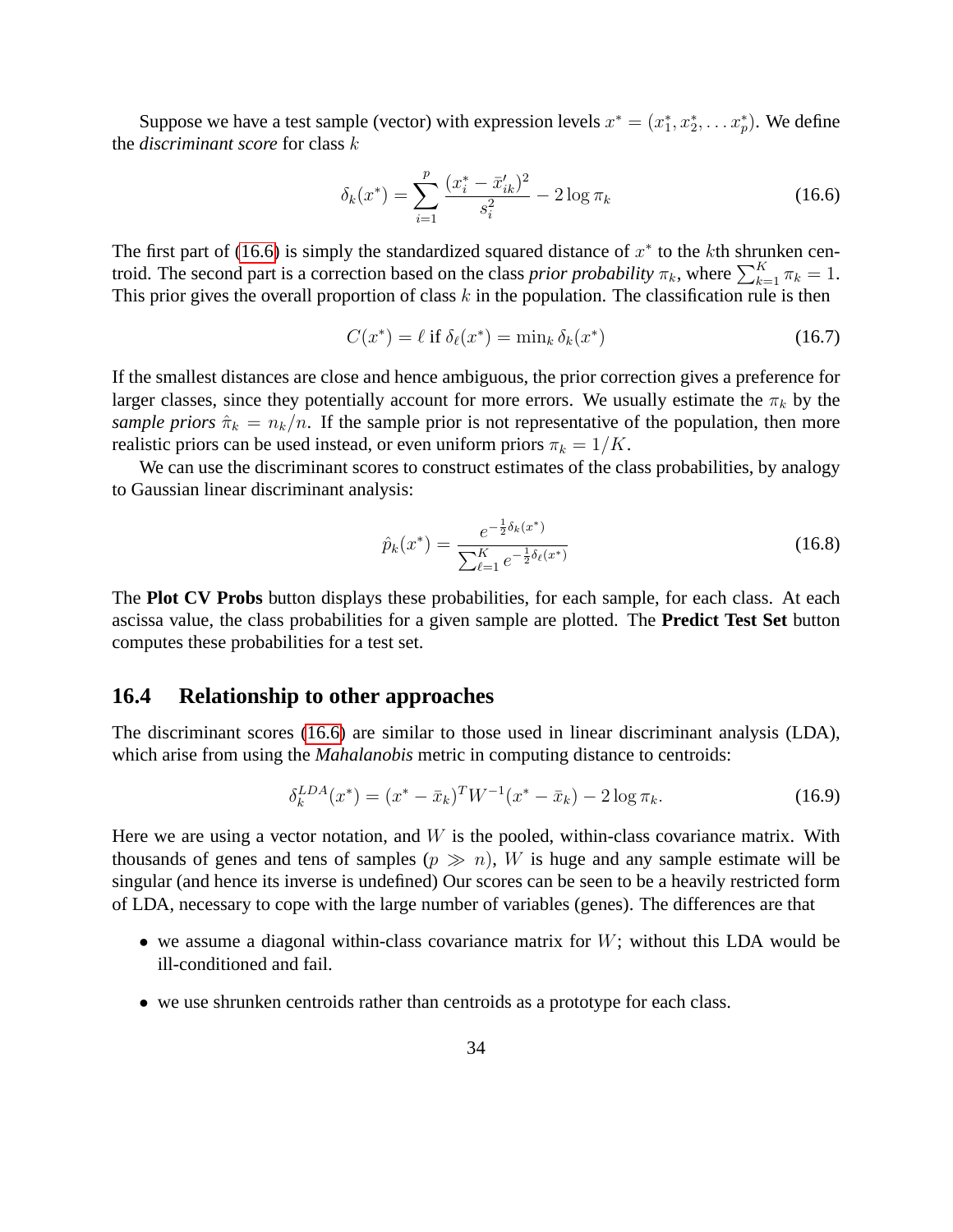Suppose we have a test sample (vector) with expression levels $x^* = (x_1^*, x_2^*, \dots x_p^*)$. We define the *discriminant score* for class $k$

$$\delta_k(x^*) = \sum_{i=1}^{p} \frac{(x_i^* - \bar{x}'_{ik})^2}{s_i^2} - 2 \log \pi_k \tag{16.6}$$

The first part of (16.6) is simply the standardized squared distance of $x^*$ to the $k$th shrunken centroid. The second part is a correction based on the class *prior probability* $\pi_k$, where $\sum_{k=1}^{K} \pi_k = 1$. This prior gives the overall proportion of class $k$ in the population. The classification rule is then

$$C(x^*) = \ell \text{ if } \delta_\ell(x^*) = \min_k \delta_k(x^*) \tag{16.7}$$

If the smallest distances are close and hence ambiguous, the prior correction gives a preference for larger classes, since they potentially account for more errors. We usually estimate the $\pi_k$ by the *sample priors* $\hat{\pi}_k = n_k/n$. If the sample prior is not representative of the population, then more realistic priors can be used instead, or even uniform priors $\pi_k = 1/K$.

We can use the discriminant scores to construct estimates of the class probabilities, by analogy to Gaussian linear discriminant analysis:

$$\hat{p}_k(x^*) = \frac{e^{-\frac{1}{2}\delta_k(x^*)}}{\sum_{\ell=1}^{K} e^{-\frac{1}{2}\delta_\ell(x^*)}} \tag{16.8}$$

The **Plot CV Probs** button displays these probabilities, for each sample, for each class. At each ascissa value, the class probabilities for a given sample are plotted. The **Predict Test Set** button computes these probabilities for a test set.

## 16.4 Relationship to other approaches

The discriminant scores (16.6) are similar to those used in linear discriminant analysis (LDA), which arise from using the *Mahalanobis* metric in computing distance to centroids:

$$\delta_k^{LDA}(x^*) = (x^* - \bar{x}_k)^T W^{-1} (x^* - \bar{x}_k) - 2 \log \pi_k. \tag{16.9}$$

Here we are using a vector notation, and $W$ is the pooled, within-class covariance matrix. With thousands of genes and tens of samples ($p \gg n$), $W$ is huge and any sample estimate will be singular (and hence its inverse is undefined) Our scores can be seen to be a heavily restricted form of LDA, necessary to cope with the large number of variables (genes). The differences are that

- we assume a diagonal within-class covariance matrix for $W$; without this LDA would be ill-conditioned and fail.
- we use shrunken centroids rather than centroids as a prototype for each class.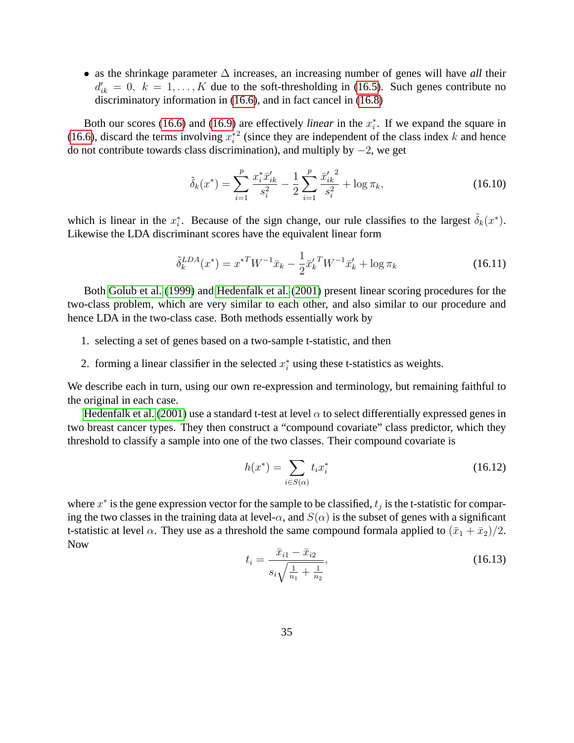- as the shrinkage parameter $\Delta$ increases, an increasing number of genes will have *all* their $d'_{ik} = 0, \; k = 1, \ldots, K$ due to the soft-thresholding in (16.5). Such genes contribute no discriminatory information in (16.6), and in fact cancel in (16.8)

Both our scores (16.6) and (16.9) are effectively *linear* in the $x_i^*$. If we expand the square in (16.6), discard the terms involving $x_i^{*2}$ (since they are independent of the class index $k$ and hence do not contribute towards class discrimination), and multiply by $-2$, we get

$$\tilde{\delta}_k(x^*) = \sum_{i=1}^{p} \frac{x_i^* \bar{x}'_{ik}}{s_i^2} - \frac{1}{2} \sum_{i=1}^{p} \frac{{\bar{x}'_{ik}}^2}{s_i^2} + \log \pi_k, \tag{16.10}$$

which is linear in the $x_i^*$. Because of the sign change, our rule classifies to the largest $\tilde{\delta}_k(x^*)$. Likewise the LDA discriminant scores have the equivalent linear form

$$\tilde{\delta}_k^{LDA}(x^*) = x^{*T} W^{-1} \bar{x}_k - \frac{1}{2} {\bar{x}'_k}^T W^{-1} \bar{x}'_k + \log \pi_k \tag{16.11}$$

Both Golub et al. (1999) and Hedenfalk et al. (2001) present linear scoring procedures for the two-class problem, which are very similar to each other, and also similar to our procedure and hence LDA in the two-class case. Both methods essentially work by

1. selecting a set of genes based on a two-sample t-statistic, and then
2. forming a linear classifier in the selected $x_i^*$ using these t-statistics as weights.

We describe each in turn, using our own re-expression and terminology, but remaining faithful to the original in each case.

Hedenfalk et al. (2001) use a standard t-test at level $\alpha$ to select differentially expressed genes in two breast cancer types. They then construct a "compound covariate" class predictor, which they threshold to classify a sample into one of the two classes. Their compound covariate is

$$h(x^*) = \sum_{i \in S(\alpha)} t_i x_i^* \tag{16.12}$$

where $x^*$ is the gene expression vector for the sample to be classified, $t_j$ is the t-statistic for comparing the two classes in the training data at level-$\alpha$, and $S(\alpha)$ is the subset of genes with a significant t-statistic at level $\alpha$. They use as a threshold the same compound formala applied to $(\bar{x}_1 + \bar{x}_2)/2$. Now

$$t_i = \frac{\bar{x}_{i1} - \bar{x}_{i2}}{s_i \sqrt{\frac{1}{n_1} + \frac{1}{n_2}}}, \tag{16.13}$$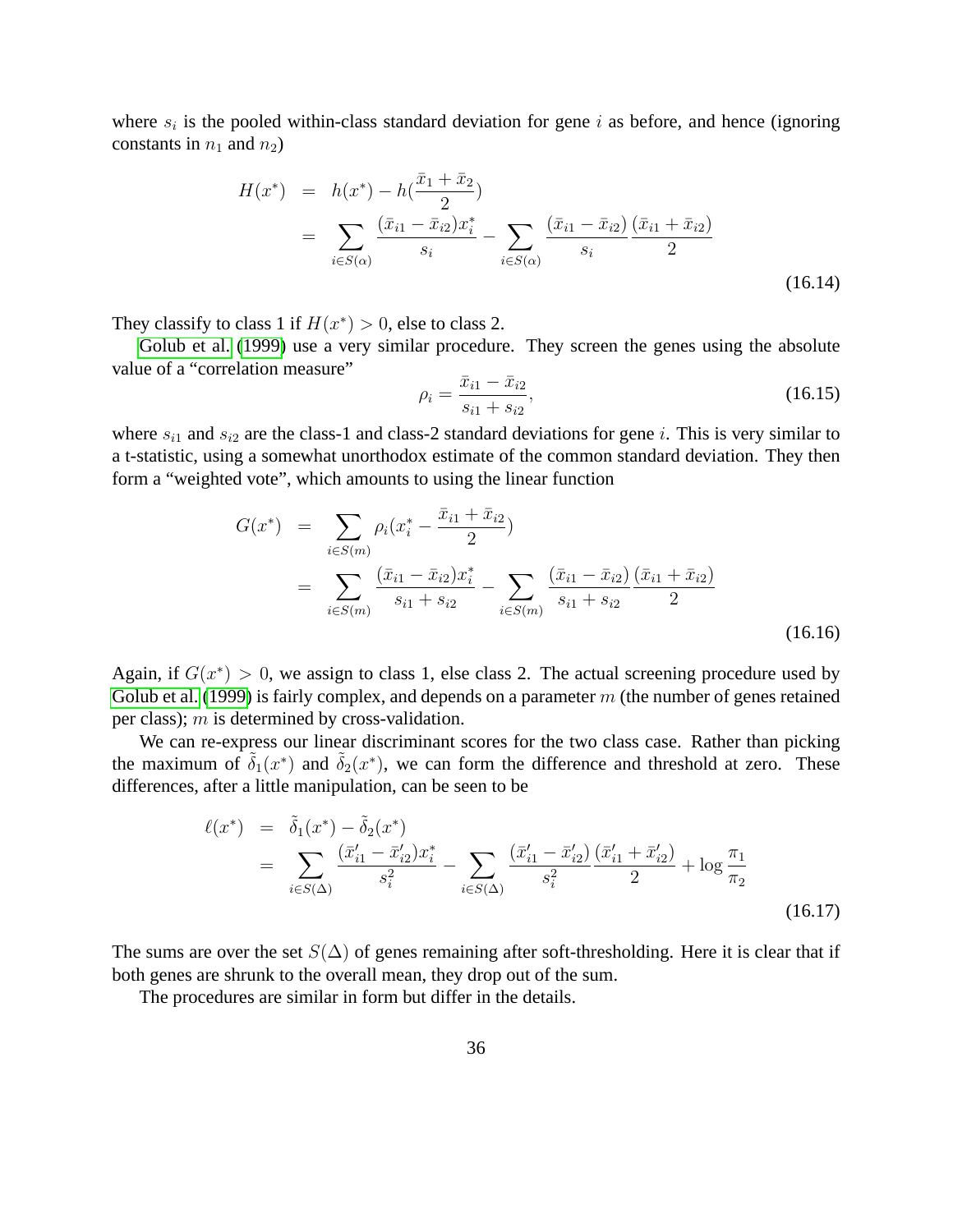where $s_i$ is the pooled within-class standard deviation for gene $i$ as before, and hence (ignoring constants in $n_1$ and $n_2$)

$$
\begin{aligned}
H(x^*) &= h(x^*) - h(\frac{\bar{x}_1 + \bar{x}_2}{2}) \\
&= \sum_{i \in S(\alpha)} \frac{(\bar{x}_{i1} - \bar{x}_{i2})x_i^*}{s_i} - \sum_{i \in S(\alpha)} \frac{(\bar{x}_{i1} - \bar{x}_{i2})}{s_i} \frac{(\bar{x}_{i1} + \bar{x}_{i2})}{2}
\end{aligned}
\tag{16.14}
$$

They classify to class 1 if $H(x^*) > 0$, else to class 2.

Golub et al. (1999) use a very similar procedure. They screen the genes using the absolute value of a "correlation measure"

$$
\rho_i = \frac{\bar{x}_{i1} - \bar{x}_{i2}}{s_{i1} + s_{i2}}, \tag{16.15}
$$

where $s_{i1}$ and $s_{i2}$ are the class-1 and class-2 standard deviations for gene $i$. This is very similar to a t-statistic, using a somewhat unorthodox estimate of the common standard deviation. They then form a "weighted vote", which amounts to using the linear function

$$
\begin{aligned}
G(x^*) &= \sum_{i \in S(m)} \rho_i (x_i^* - \frac{\bar{x}_{i1} + \bar{x}_{i2}}{2}) \\
&= \sum_{i \in S(m)} \frac{(\bar{x}_{i1} - \bar{x}_{i2})x_i^*}{s_{i1} + s_{i2}} - \sum_{i \in S(m)} \frac{(\bar{x}_{i1} - \bar{x}_{i2})}{s_{i1} + s_{i2}} \frac{(\bar{x}_{i1} + \bar{x}_{i2})}{2}
\end{aligned}
\tag{16.16}
$$

Again, if $G(x^*) > 0$, we assign to class 1, else class 2. The actual screening procedure used by Golub et al. (1999) is fairly complex, and depends on a parameter $m$ (the number of genes retained per class); $m$ is determined by cross-validation.

We can re-express our linear discriminant scores for the two class case. Rather than picking the maximum of $\tilde{\delta}_1(x^*)$ and $\tilde{\delta}_2(x^*)$, we can form the difference and threshold at zero. These differences, after a little manipulation, can be seen to be

$$
\begin{aligned}
\ell(x^*) &= \tilde{\delta}_1(x^*) - \tilde{\delta}_2(x^*) \\
&= \sum_{i \in S(\Delta)} \frac{(\bar{x}'_{i1} - \bar{x}'_{i2})x_i^*}{s_i^2} - \sum_{i \in S(\Delta)} \frac{(\bar{x}'_{i1} - \bar{x}'_{i2})}{s_i^2} \frac{(\bar{x}'_{i1} + \bar{x}'_{i2})}{2} + \log \frac{\pi_1}{\pi_2}
\end{aligned}
\tag{16.17}
$$

The sums are over the set $S(\Delta)$ of genes remaining after soft-thresholding. Here it is clear that if both genes are shrunk to the overall mean, they drop out of the sum.

The procedures are similar in form but differ in the details.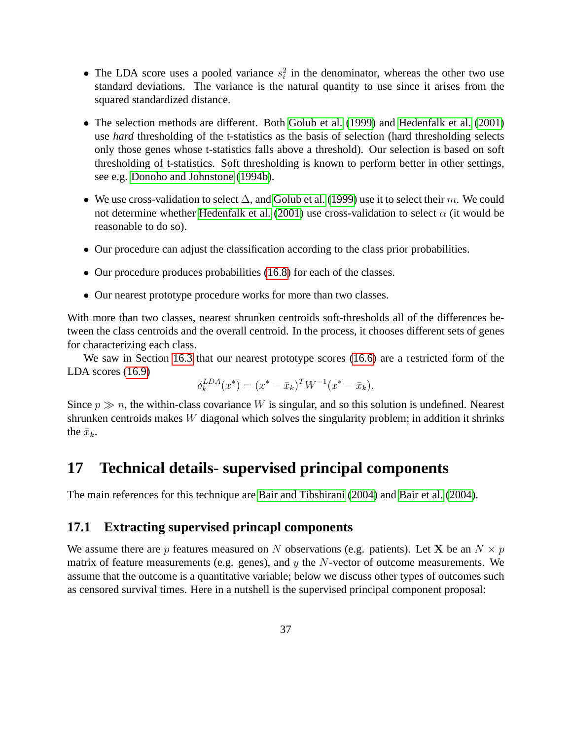- The LDA score uses a pooled variance $s_i^2$ in the denominator, whereas the other two use standard deviations. The variance is the natural quantity to use since it arises from the squared standardized distance.
- The selection methods are different. Both Golub et al. (1999) and Hedenfalk et al. (2001) use *hard* thresholding of the t-statistics as the basis of selection (hard thresholding selects only those genes whose t-statistics falls above a threshold). Our selection is based on soft thresholding of t-statistics. Soft thresholding is known to perform better in other settings, see e.g. Donoho and Johnstone (1994b).
- We use cross-validation to select $\Delta$, and Golub et al. (1999) use it to select their $m$. We could not determine whether Hedenfalk et al. (2001) use cross-validation to select $\alpha$ (it would be reasonable to do so).
- Our procedure can adjust the classification according to the class prior probabilities.
- Our procedure produces probabilities (16.8) for each of the classes.
- Our nearest prototype procedure works for more than two classes.

With more than two classes, nearest shrunken centroids soft-thresholds all of the differences between the class centroids and the overall centroid. In the process, it chooses different sets of genes for characterizing each class.

We saw in Section 16.3 that our nearest prototype scores (16.6) are a restricted form of the LDA scores (16.9)

$$\delta_k^{LDA}(x^*) = (x^* - \bar{x}_k)^T W^{-1}(x^* - \bar{x}_k).$$

Since $p \gg n$, the within-class covariance $W$ is singular, and so this solution is undefined. Nearest shrunken centroids makes $W$ diagonal which solves the singularity problem; in addition it shrinks the $\bar{x}_k$.

# 17 Technical details- supervised principal components

The main references for this technique are Bair and Tibshirani (2004) and Bair et al. (2004).

## 17.1 Extracting supervised princapl components

We assume there are $p$ features measured on $N$ observations (e.g. patients). Let $\mathbf{X}$ be an $N \times p$ matrix of feature measurements (e.g. genes), and $y$ the $N$-vector of outcome measurements. We assume that the outcome is a quantitative variable; below we discuss other types of outcomes such as censored survival times. Here in a nutshell is the supervised principal component proposal: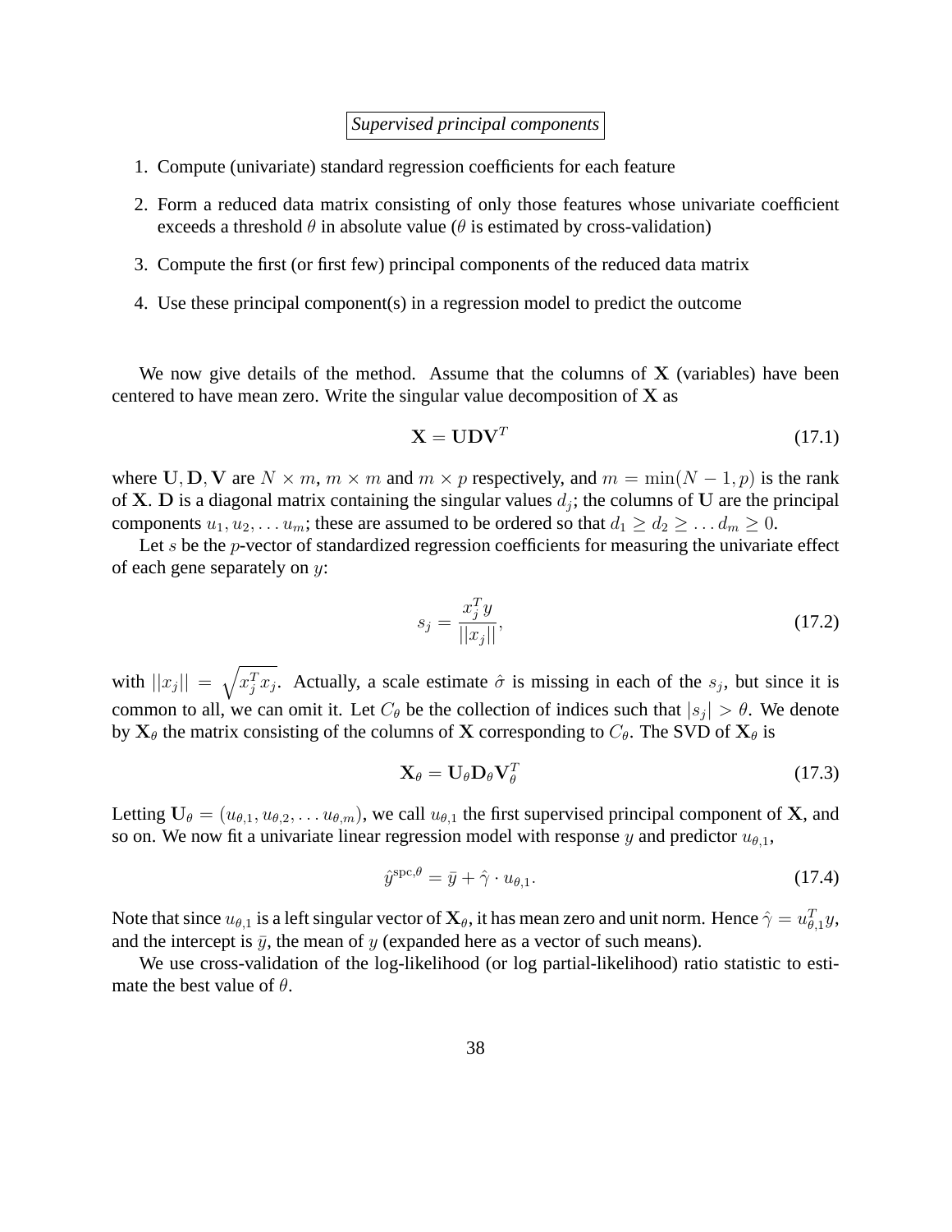*Supervised principal components*

1. Compute (univariate) standard regression coefficients for each feature
2. Form a reduced data matrix consisting of only those features whose univariate coefficient exceeds a threshold $\theta$ in absolute value ($\theta$ is estimated by cross-validation)
3. Compute the first (or first few) principal components of the reduced data matrix
4. Use these principal component(s) in a regression model to predict the outcome

We now give details of the method. Assume that the columns of $\mathbf{X}$ (variables) have been centered to have mean zero. Write the singular value decomposition of $\mathbf{X}$ as

$$\mathbf{X} = \mathbf{U}\mathbf{D}\mathbf{V}^T \tag{17.1}$$

where $\mathbf{U}, \mathbf{D}, \mathbf{V}$ are $N \times m$, $m \times m$ and $m \times p$ respectively, and $m = \min(N-1, p)$ is the rank of $\mathbf{X}$. $\mathbf{D}$ is a diagonal matrix containing the singular values $d_j$; the columns of $\mathbf{U}$ are the principal components $u_1, u_2, \ldots u_m$; these are assumed to be ordered so that $d_1 \geq d_2 \geq \ldots d_m \geq 0$.

Let $s$ be the $p$-vector of standardized regression coefficients for measuring the univariate effect of each gene separately on $y$:

$$s_j = \frac{x_j^T y}{||x_j||}, \tag{17.2}$$

with $||x_j|| = \sqrt{x_j^T x_j}$. Actually, a scale estimate $\hat{\sigma}$ is missing in each of the $s_j$, but since it is common to all, we can omit it. Let $C_\theta$ be the collection of indices such that $|s_j| > \theta$. We denote by $\mathbf{X}_\theta$ the matrix consisting of the columns of $\mathbf{X}$ corresponding to $C_\theta$. The SVD of $\mathbf{X}_\theta$ is

$$\mathbf{X}_\theta = \mathbf{U}_\theta \mathbf{D}_\theta \mathbf{V}_\theta^T \tag{17.3}$$

Letting $\mathbf{U}_\theta = (u_{\theta,1}, u_{\theta,2}, \ldots u_{\theta,m})$, we call $u_{\theta,1}$ the first supervised principal component of $\mathbf{X}$, and so on. We now fit a univariate linear regression model with response $y$ and predictor $u_{\theta,1}$,

$$\hat{y}^{\text{spc},\theta} = \bar{y} + \hat{\gamma} \cdot u_{\theta,1}. \tag{17.4}$$

Note that since $u_{\theta,1}$ is a left singular vector of $\mathbf{X}_\theta$, it has mean zero and unit norm. Hence $\hat{\gamma} = u_{\theta,1}^T y$, and the intercept is $\bar{y}$, the mean of $y$ (expanded here as a vector of such means).

We use cross-validation of the log-likelihood (or log partial-likelihood) ratio statistic to estimate the best value of $\theta$.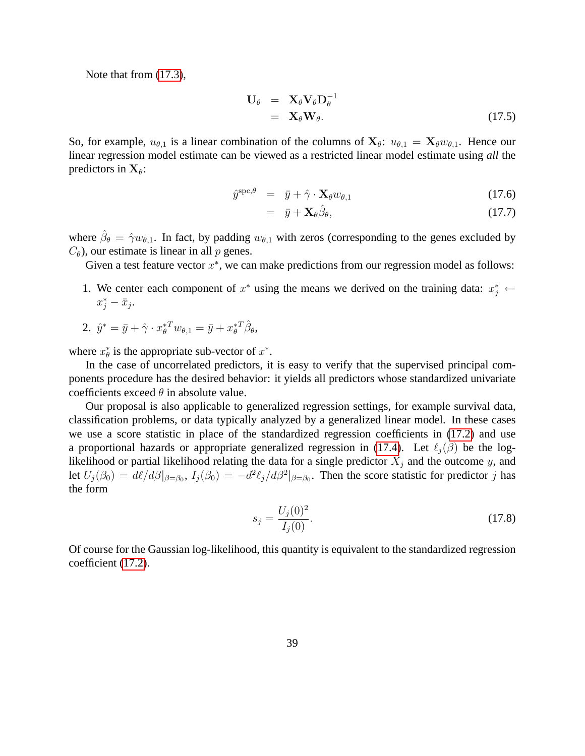Note that from (17.3),

$$
\begin{aligned}
\mathbf{U}_\theta &= \mathbf{X}_\theta \mathbf{V}_\theta \mathbf{D}_\theta^{-1} \\
&= \mathbf{X}_\theta \mathbf{W}_\theta.
\end{aligned}
\tag{17.5}
$$

So, for example, $u_{\theta,1}$ is a linear combination of the columns of $\mathbf{X}_\theta$: $u_{\theta,1} = \mathbf{X}_\theta w_{\theta,1}$. Hence our linear regression model estimate can be viewed as a restricted linear model estimate using *all* the predictors in $\mathbf{X}_\theta$:

$$
\hat{y}^{\text{spc},\theta} = \bar{y} + \hat{\gamma} \cdot \mathbf{X}_\theta w_{\theta,1} \tag{17.6}
$$

$$
= \bar{y} + \mathbf{X}_\theta \hat{\beta}_\theta, \tag{17.7}
$$

where $\hat{\beta}_\theta = \hat{\gamma} w_{\theta,1}$. In fact, by padding $w_{\theta,1}$ with zeros (corresponding to the genes excluded by $C_\theta$), our estimate is linear in all $p$ genes.

Given a test feature vector $x^*$, we can make predictions from our regression model as follows:

1. We center each component of $x^*$ using the means we derived on the training data: $x_j^* \leftarrow x_j^* - \bar{x}_j$.
2. $\hat{y}^* = \bar{y} + \hat{\gamma} \cdot x_\theta^{*T} w_{\theta,1} = \bar{y} + x_\theta^{*T} \hat{\beta}_\theta$,

where $x_\theta^*$ is the appropriate sub-vector of $x^*$.

In the case of uncorrelated predictors, it is easy to verify that the supervised principal components procedure has the desired behavior: it yields all predictors whose standardized univariate coefficients exceed $\theta$ in absolute value.

Our proposal is also applicable to generalized regression settings, for example survival data, classification problems, or data typically analyzed by a generalized linear model. In these cases we use a score statistic in place of the standardized regression coefficients in (17.2) and use a proportional hazards or appropriate generalized regression in (17.4). Let $\ell_j(\beta)$ be the log-likelihood or partial likelihood relating the data for a single predictor $X_j$ and the outcome $y$, and let $U_j(\beta_0) = d\ell/d\beta|_{\beta=\beta_0}$, $I_j(\beta_0) = -d^2\ell_j/d\beta^2|_{\beta=\beta_0}$. Then the score statistic for predictor $j$ has the form

$$
s_j = \frac{U_j(0)^2}{I_j(0)}. \tag{17.8}
$$

Of course for the Gaussian log-likelihood, this quantity is equivalent to the standardized regression coefficient (17.2).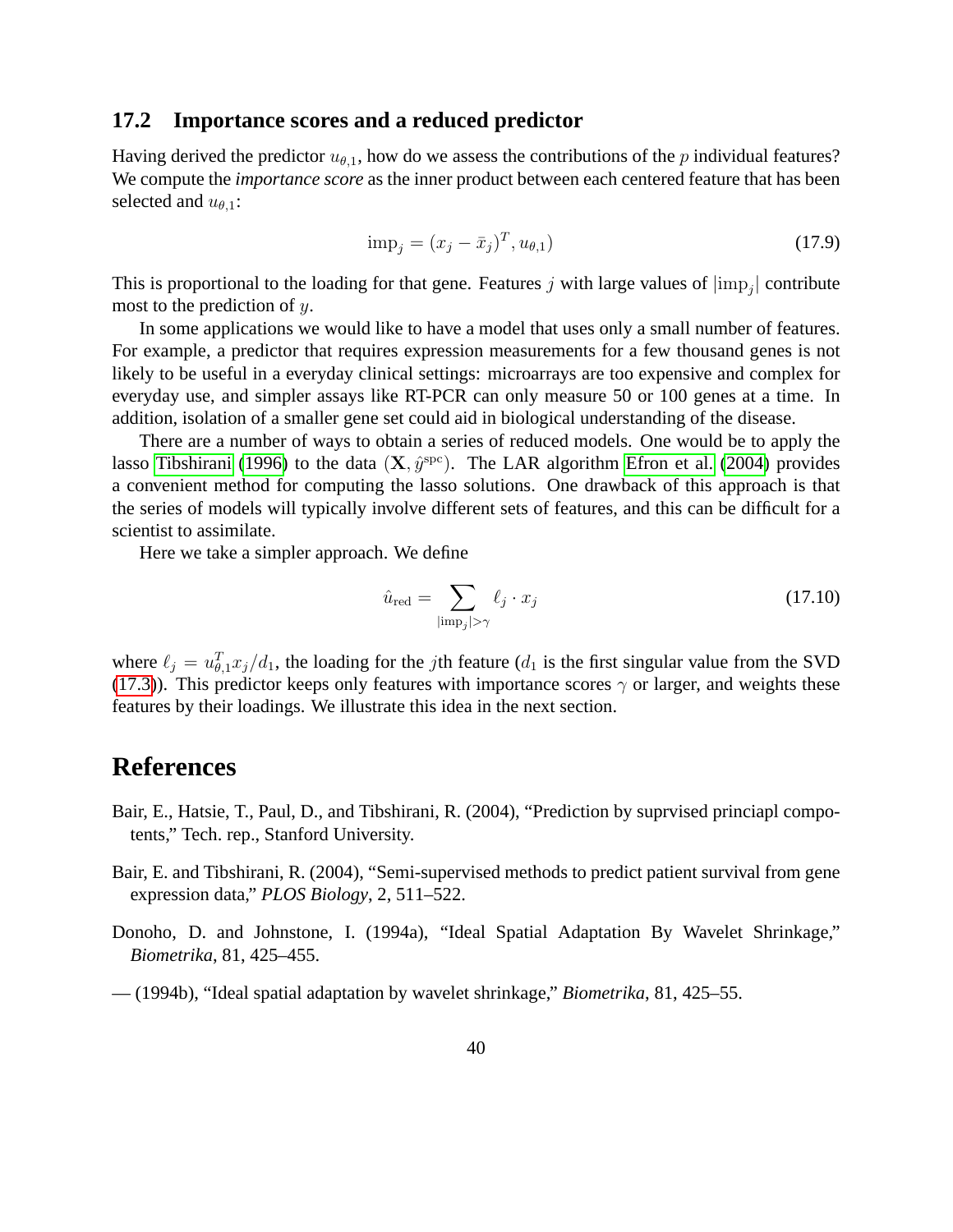## 17.2 Importance scores and a reduced predictor

Having derived the predictor $u_{\theta,1}$, how do we assess the contributions of the $p$ individual features? We compute the *importance score* as the inner product between each centered feature that has been selected and $u_{\theta,1}$:

$$\mathrm{imp}_j = (x_j - \bar{x}_j)^T, u_{\theta,1}) \tag{17.9}$$

This is proportional to the loading for that gene. Features $j$ with large values of $|\mathrm{imp}_j|$ contribute most to the prediction of $y$.

In some applications we would like to have a model that uses only a small number of features. For example, a predictor that requires expression measurements for a few thousand genes is not likely to be useful in a everyday clinical settings: microarrays are too expensive and complex for everyday use, and simpler assays like RT-PCR can only measure 50 or 100 genes at a time. In addition, isolation of a smaller gene set could aid in biological understanding of the disease.

There are a number of ways to obtain a series of reduced models. One would be to apply the lasso Tibshirani (1996) to the data $(\mathbf{X}, \hat{y}^{\mathrm{spc}})$. The LAR algorithm Efron et al. (2004) provides a convenient method for computing the lasso solutions. One drawback of this approach is that the series of models will typically involve different sets of features, and this can be difficult for a scientist to assimilate.

Here we take a simpler approach. We define

$$\hat{u}_{\mathrm{red}} = \sum_{|\mathrm{imp}_j| > \gamma} \ell_j \cdot x_j \tag{17.10}$$

where $\ell_j = u_{\theta,1}^T x_j / d_1$, the loading for the $j$th feature ($d_1$ is the first singular value from the SVD (17.3)). This predictor keeps only features with importance scores $\gamma$ or larger, and weights these features by their loadings. We illustrate this idea in the next section.

# References

Bair, E., Hatsie, T., Paul, D., and Tibshirani, R. (2004), "Prediction by suprvised princiapl compotents," Tech. rep., Stanford University.

Bair, E. and Tibshirani, R. (2004), "Semi-supervised methods to predict patient survival from gene expression data," *PLOS Biology*, 2, 511–522.

Donoho, D. and Johnstone, I. (1994a), "Ideal Spatial Adaptation By Wavelet Shrinkage," *Biometrika*, 81, 425–455.

— (1994b), "Ideal spatial adaptation by wavelet shrinkage," *Biometrika*, 81, 425–55.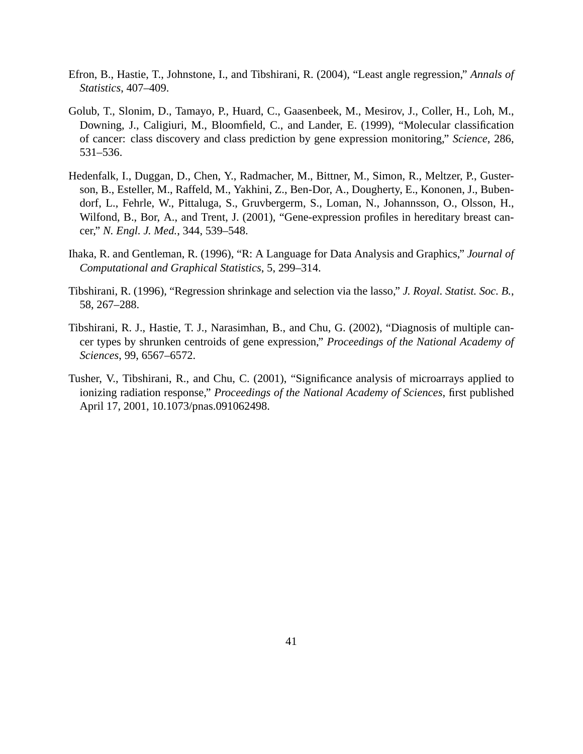Efron, B., Hastie, T., Johnstone, I., and Tibshirani, R. (2004), "Least angle regression," *Annals of Statistics*, 407–409.

Golub, T., Slonim, D., Tamayo, P., Huard, C., Gaasenbeek, M., Mesirov, J., Coller, H., Loh, M., Downing, J., Caligiuri, M., Bloomfield, C., and Lander, E. (1999), "Molecular classification of cancer: class discovery and class prediction by gene expression monitoring," *Science*, 286, 531–536.

Hedenfalk, I., Duggan, D., Chen, Y., Radmacher, M., Bittner, M., Simon, R., Meltzer, P., Gusterson, B., Esteller, M., Raffeld, M., Yakhini, Z., Ben-Dor, A., Dougherty, E., Kononen, J., Bubendorf, L., Fehrle, W., Pittaluga, S., Gruvbergerm, S., Loman, N., Johannsson, O., Olsson, H., Wilfond, B., Bor, A., and Trent, J. (2001), "Gene-expression profiles in hereditary breast cancer," *N. Engl. J. Med.*, 344, 539–548.

Ihaka, R. and Gentleman, R. (1996), "R: A Language for Data Analysis and Graphics," *Journal of Computational and Graphical Statistics*, 5, 299–314.

Tibshirani, R. (1996), "Regression shrinkage and selection via the lasso," *J. Royal. Statist. Soc. B.*, 58, 267–288.

Tibshirani, R. J., Hastie, T. J., Narasimhan, B., and Chu, G. (2002), "Diagnosis of multiple cancer types by shrunken centroids of gene expression," *Proceedings of the National Academy of Sciences*, 99, 6567–6572.

Tusher, V., Tibshirani, R., and Chu, C. (2001), "Significance analysis of microarrays applied to ionizing radiation response," *Proceedings of the National Academy of Sciences*, first published April 17, 2001, 10.1073/pnas.091062498.